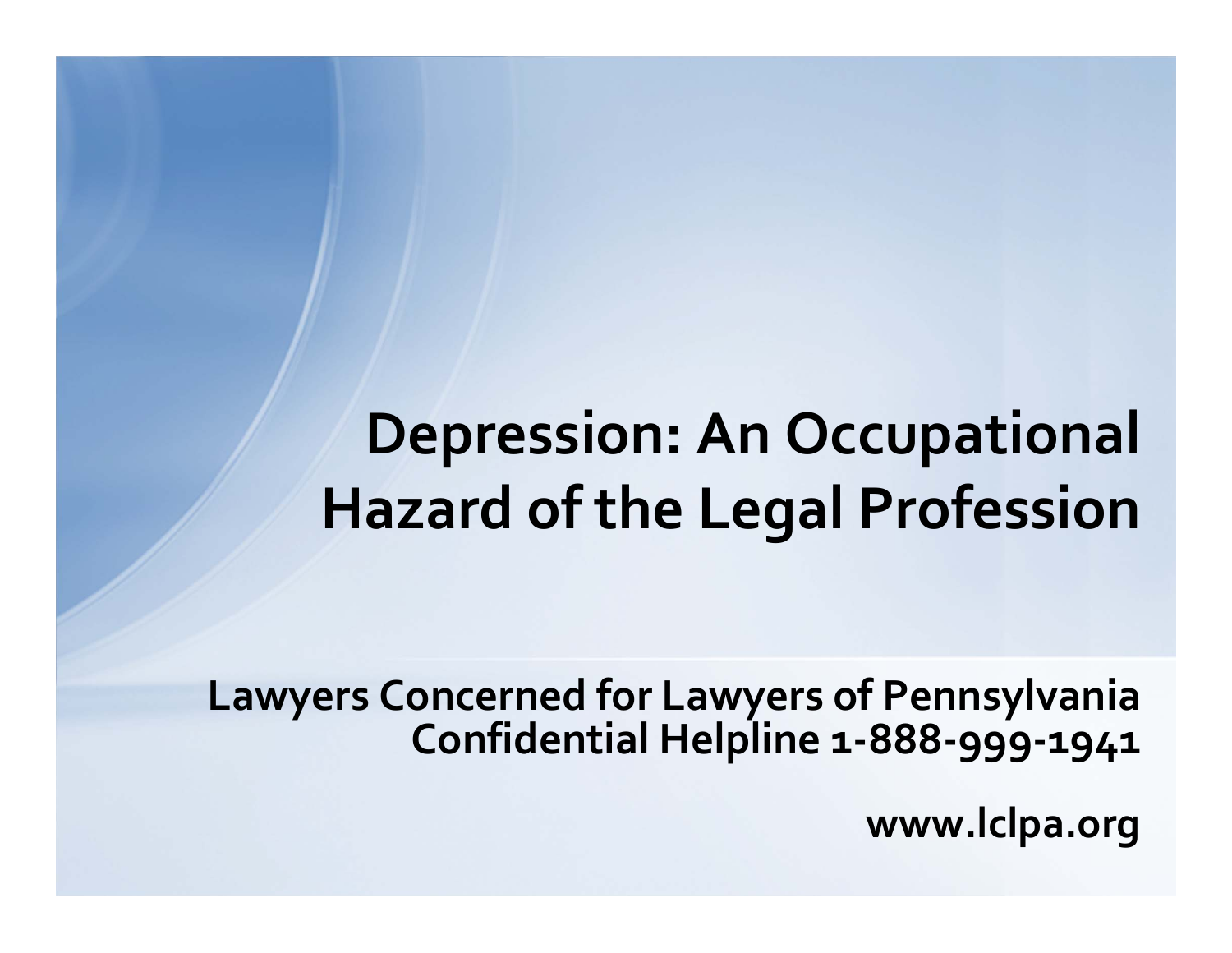# Depression: An Occupational Hazard of the Legal Profession

**Lawyers Concerned for Lawyers of Pennsylvania**
**Confidential Helpline 1-888-999-1941**

**www.lclpa.org**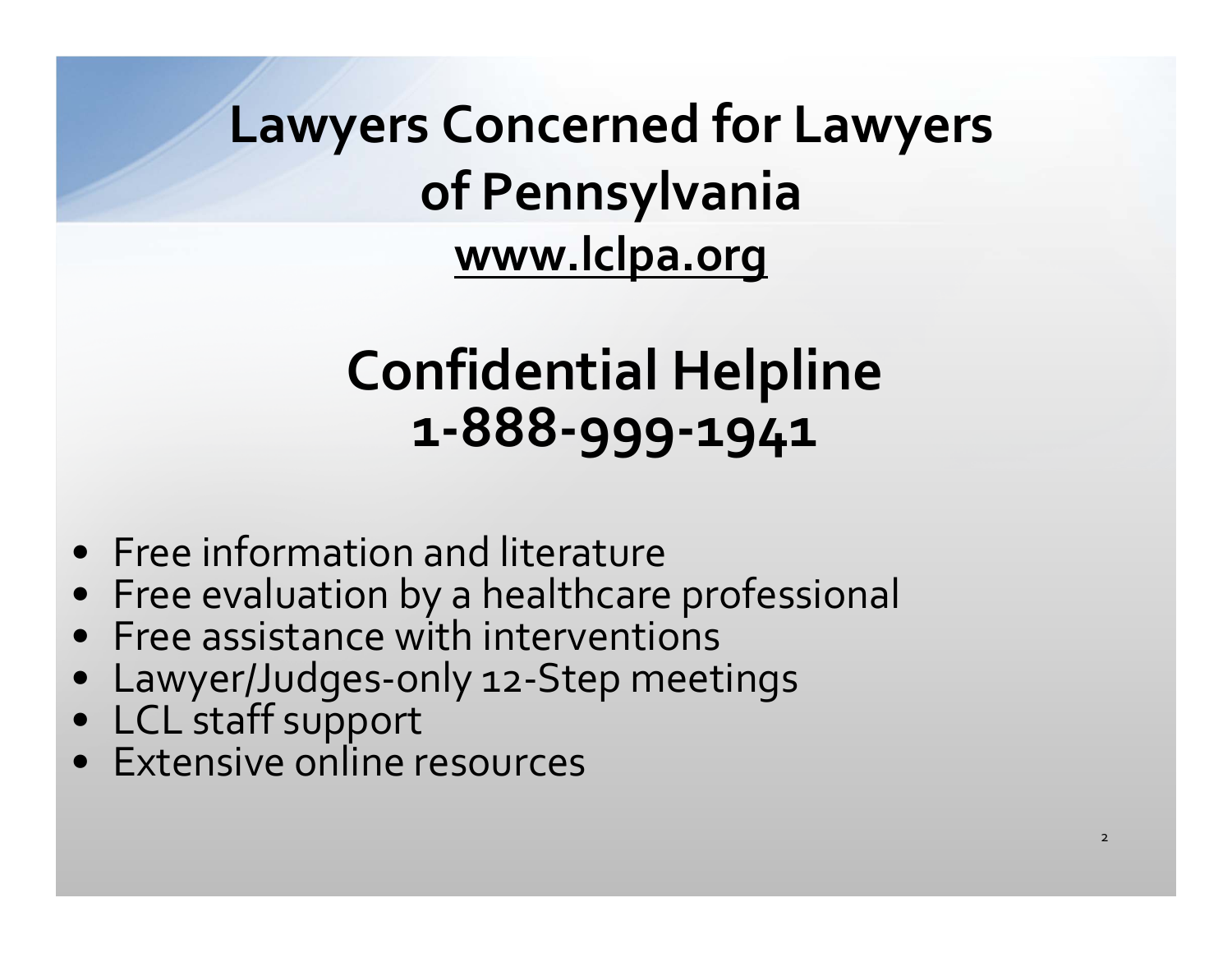# Lawyers Concerned for Lawyers of Pennsylvania

## www.lclpa.org

# Confidential Helpline
# 1-888-999-1941

- Free information and literature
- Free evaluation by a healthcare professional
- Free assistance with interventions
- Lawyer/Judges-only 12-Step meetings
- LCL staff support
- Extensive online resources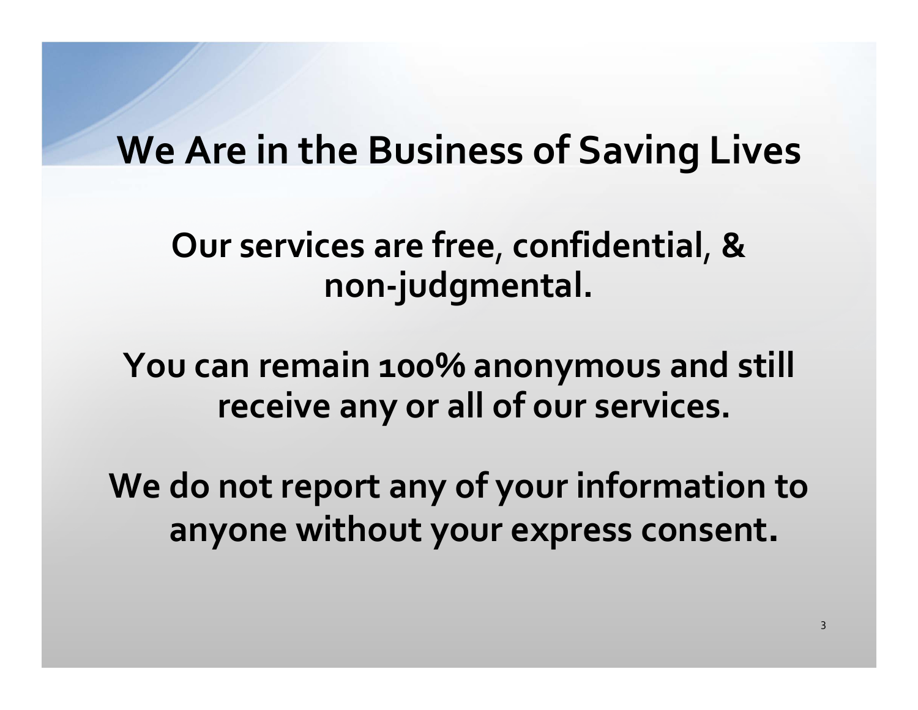# We Are in the Business of Saving Lives

**Our services are free, confidential, & non-judgmental.**

**You can remain 100% anonymous and still receive any or all of our services.**

**We do not report any of your information to anyone without your express consent.**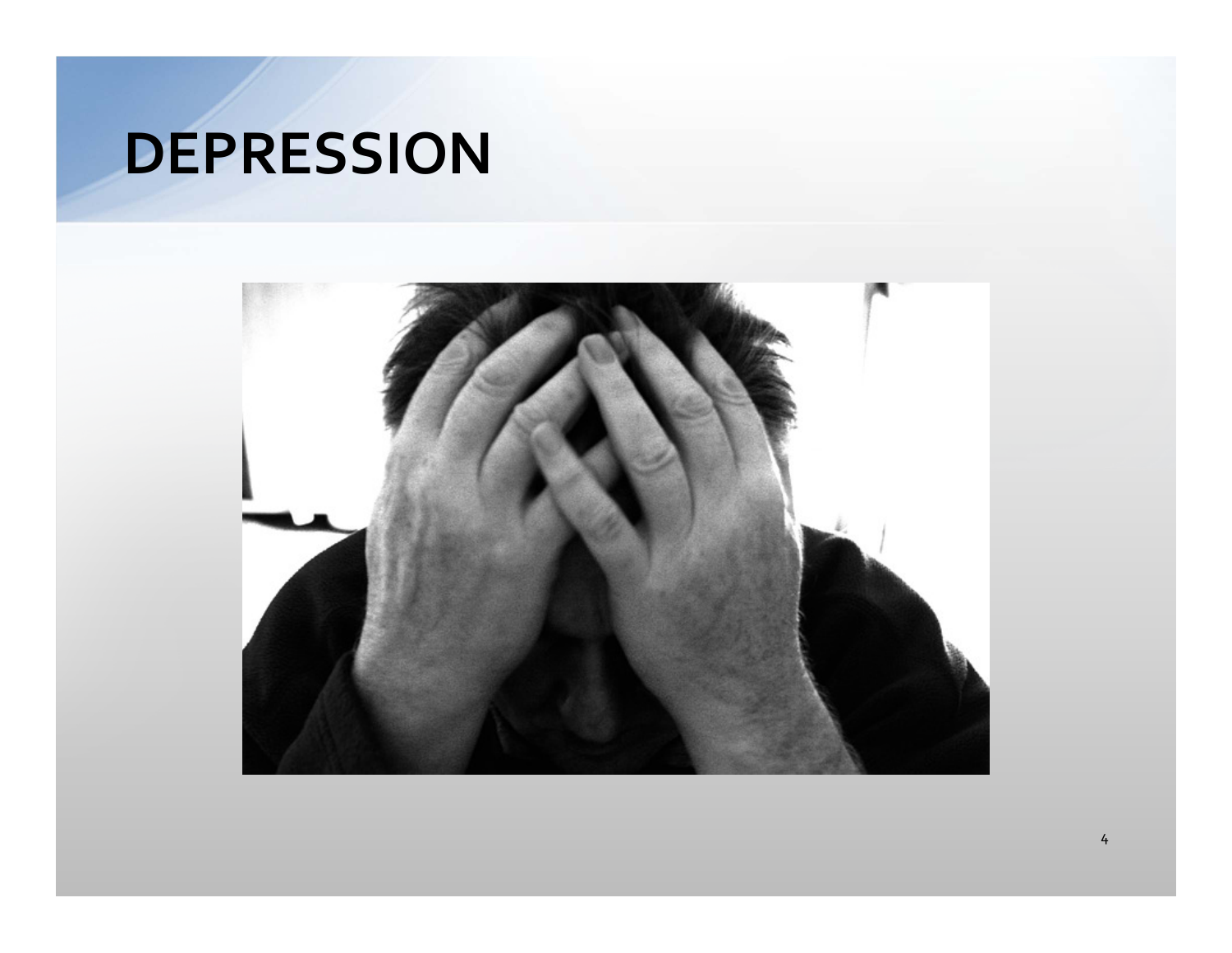# DEPRESSION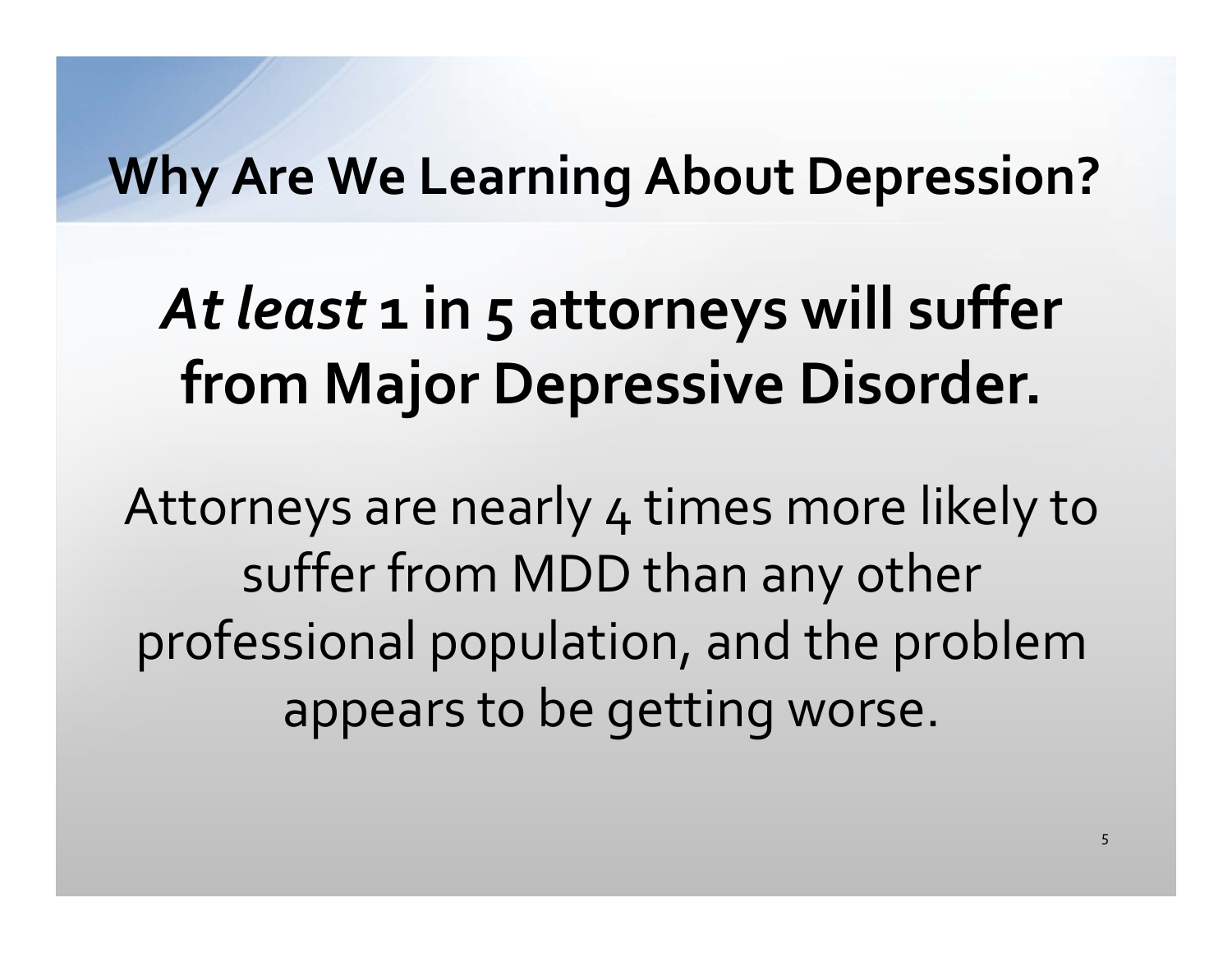# Why Are We Learning About Depression?

## *At least* 1 in 5 attorneys will suffer from Major Depressive Disorder.

Attorneys are nearly 4 times more likely to suffer from MDD than any other professional population, and the problem appears to be getting worse.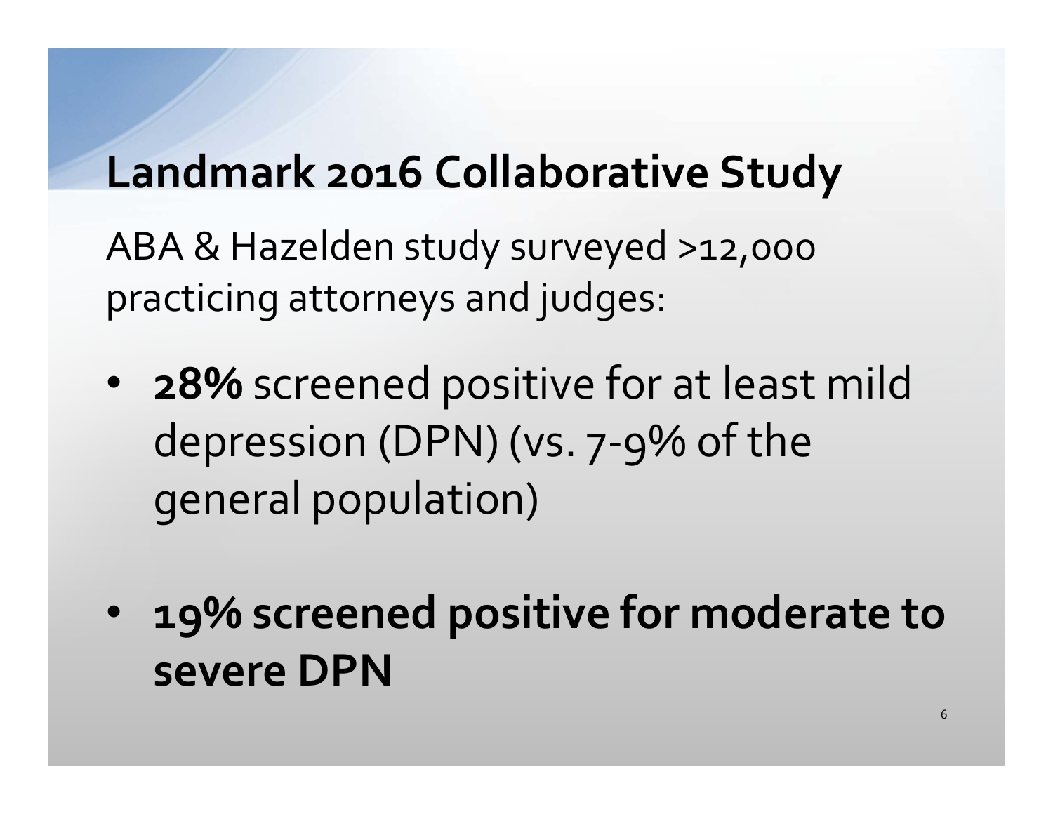## Landmark 2016 Collaborative Study

ABA & Hazelden study surveyed >12,000 practicing attorneys and judges:

- **28%** screened positive for at least mild depression (DPN) (vs. 7-9% of the general population)
- **19% screened positive for moderate to severe DPN**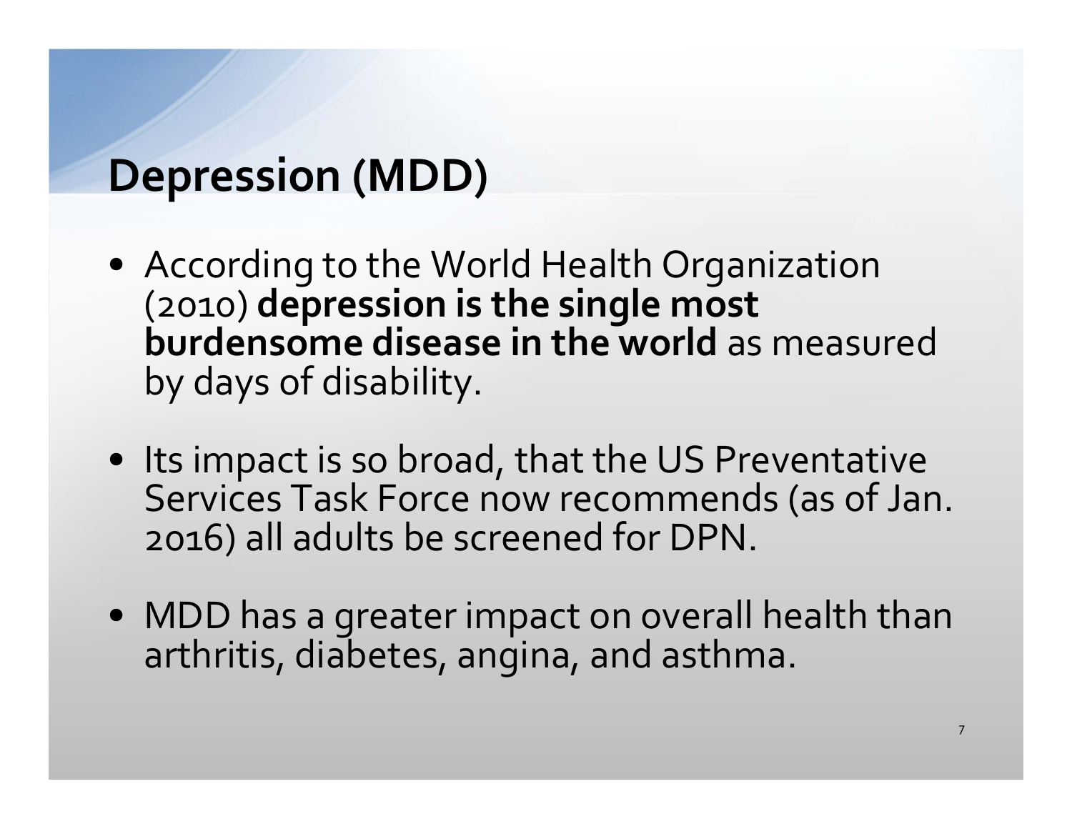# Depression (MDD)

- According to the World Health Organization (2010) **depression is the single most burdensome disease in the world** as measured by days of disability.
- Its impact is so broad, that the US Preventative Services Task Force now recommends (as of Jan. 2016) all adults be screened for DPN.
- MDD has a greater impact on overall health than arthritis, diabetes, angina, and asthma.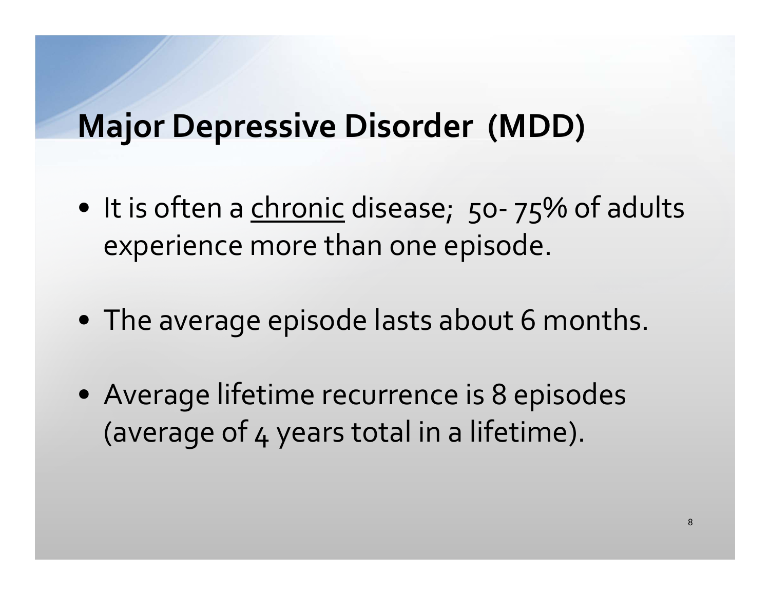# Major Depressive Disorder (MDD)

- It is often a <u>chronic</u> disease; 50- 75% of adults experience more than one episode.
- The average episode lasts about 6 months.
- Average lifetime recurrence is 8 episodes (average of 4 years total in a lifetime).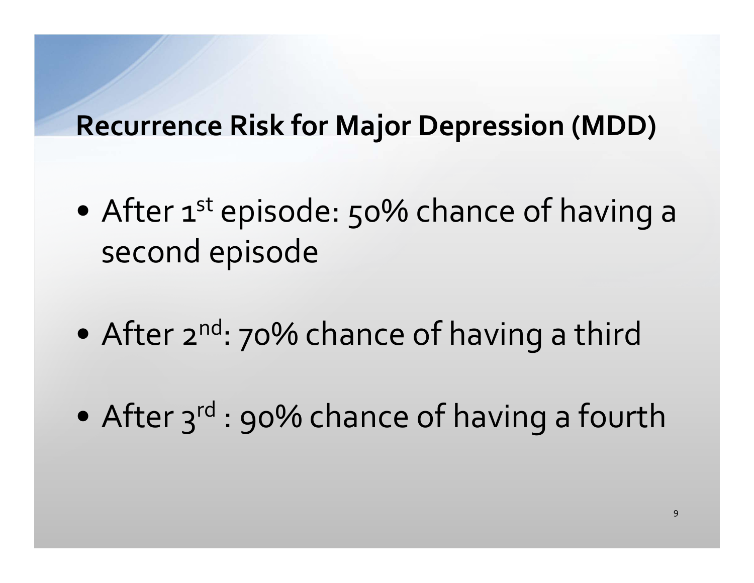## Recurrence Risk for Major Depression (MDD)

- After 1st episode: 50% chance of having a second episode
- After 2nd: 70% chance of having a third
- After 3rd : 90% chance of having a fourth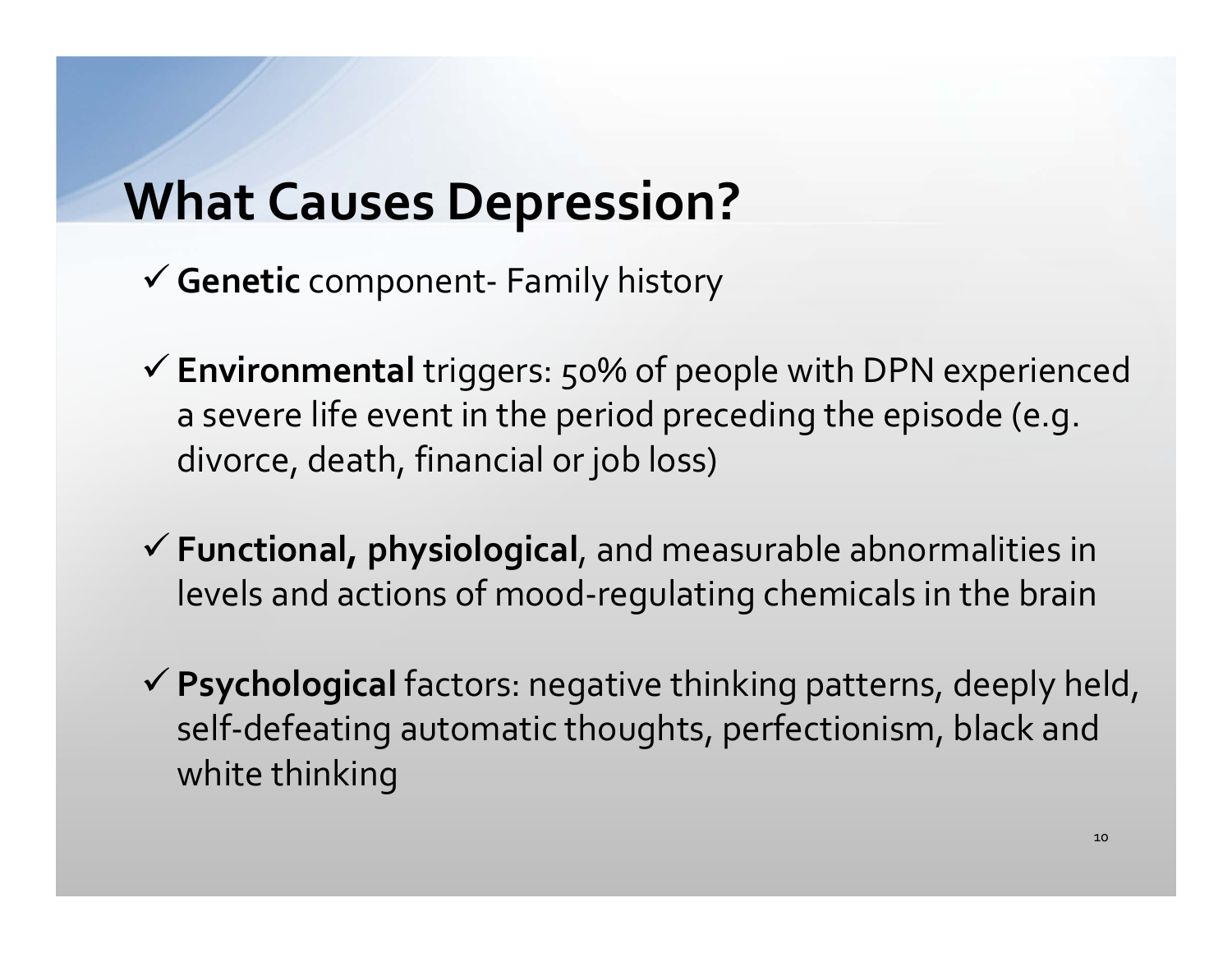# What Causes Depression?

- ✓ **Genetic** component- Family history
- ✓ **Environmental** triggers: 50% of people with DPN experienced a severe life event in the period preceding the episode (e.g. divorce, death, financial or job loss)
- ✓ **Functional, physiological**, and measurable abnormalities in levels and actions of mood-regulating chemicals in the brain
- ✓ **Psychological** factors: negative thinking patterns, deeply held, self-defeating automatic thoughts, perfectionism, black and white thinking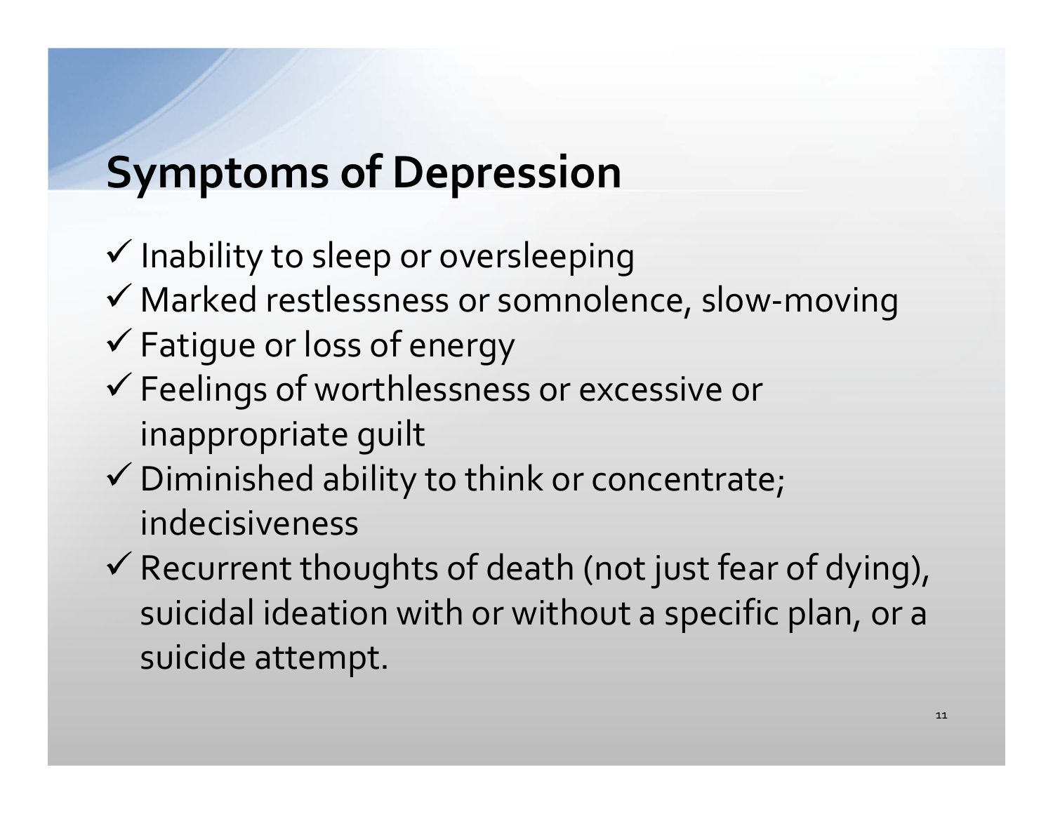# Symptoms of Depression

- ✓ Inability to sleep or oversleeping
- ✓ Marked restlessness or somnolence, slow-moving
- ✓ Fatigue or loss of energy
- ✓ Feelings of worthlessness or excessive or inappropriate guilt
- ✓ Diminished ability to think or concentrate; indecisiveness
- ✓ Recurrent thoughts of death (not just fear of dying), suicidal ideation with or without a specific plan, or a suicide attempt.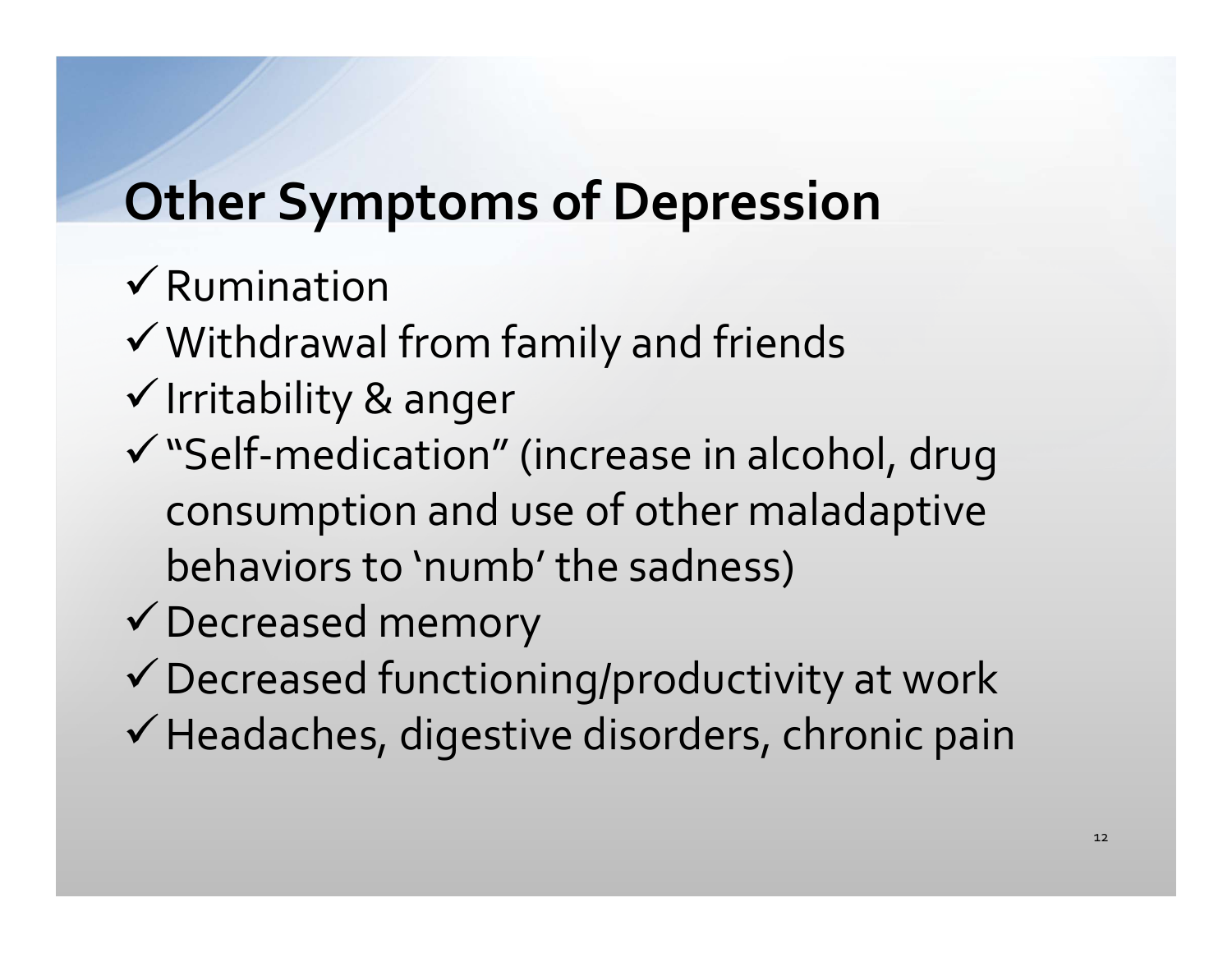# Other Symptoms of Depression

- ✓ Rumination
- ✓ Withdrawal from family and friends
- ✓ Irritability & anger
- ✓ "Self-medication" (increase in alcohol, drug consumption and use of other maladaptive behaviors to 'numb' the sadness)
- ✓ Decreased memory
- ✓ Decreased functioning/productivity at work
- ✓ Headaches, digestive disorders, chronic pain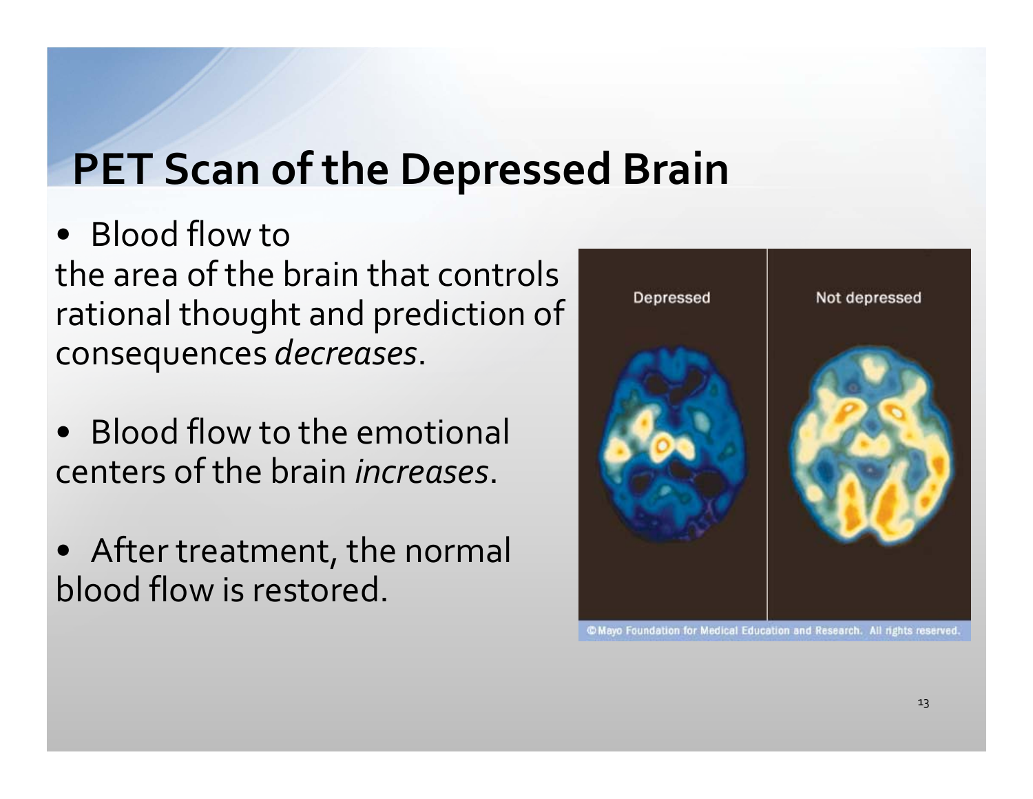# PET Scan of the Depressed Brain

- Blood flow to the area of the brain that controls rational thought and prediction of consequences *decreases*.

- Blood flow to the emotional centers of the brain *increases*.

- After treatment, the normal blood flow is restored.

Depressed | Not depressed

© Mayo Foundation for Medical Education and Research. All rights reserved.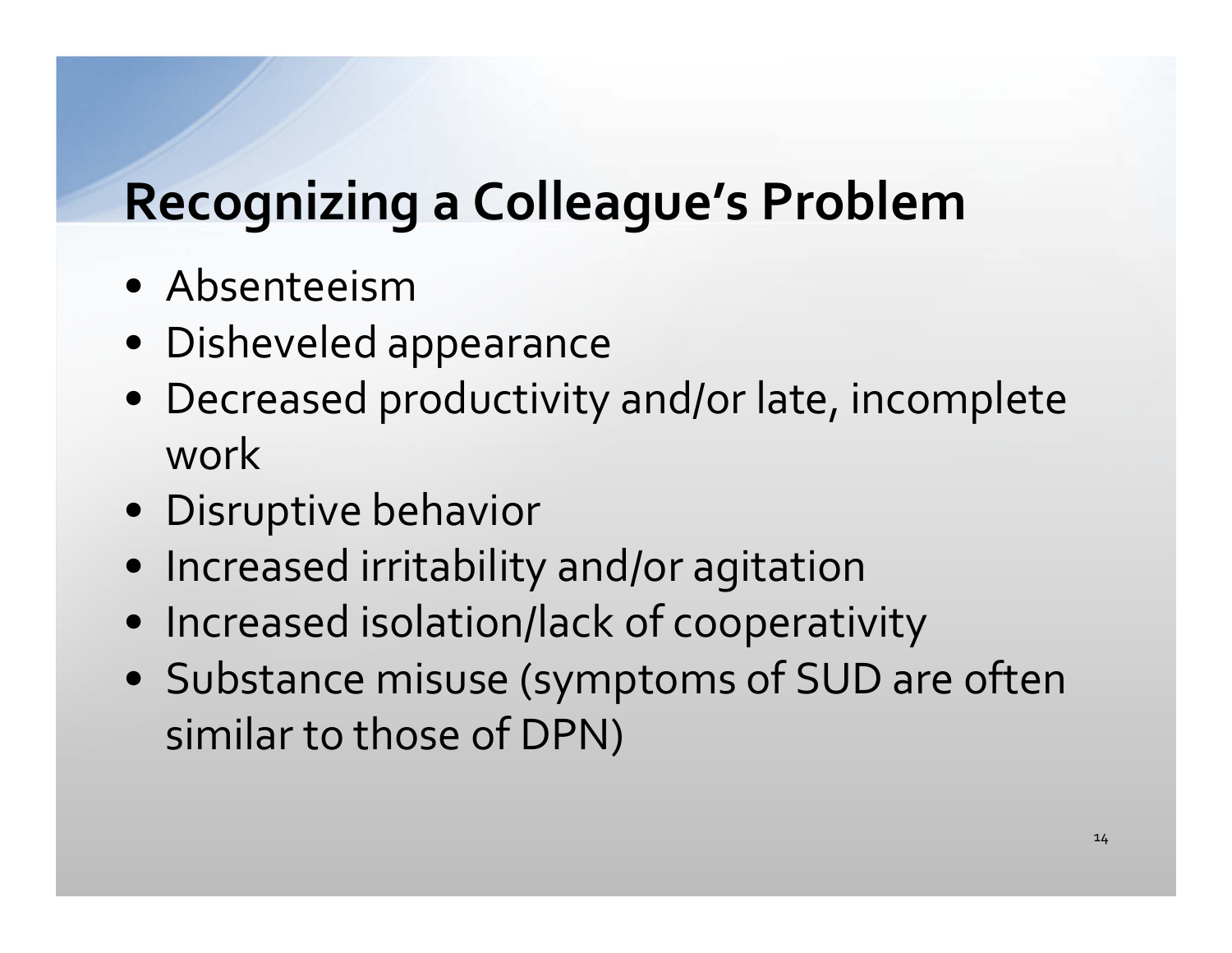# Recognizing a Colleague's Problem

- Absenteeism
- Disheveled appearance
- Decreased productivity and/or late, incomplete work
- Disruptive behavior
- Increased irritability and/or agitation
- Increased isolation/lack of cooperativity
- Substance misuse (symptoms of SUD are often similar to those of DPN)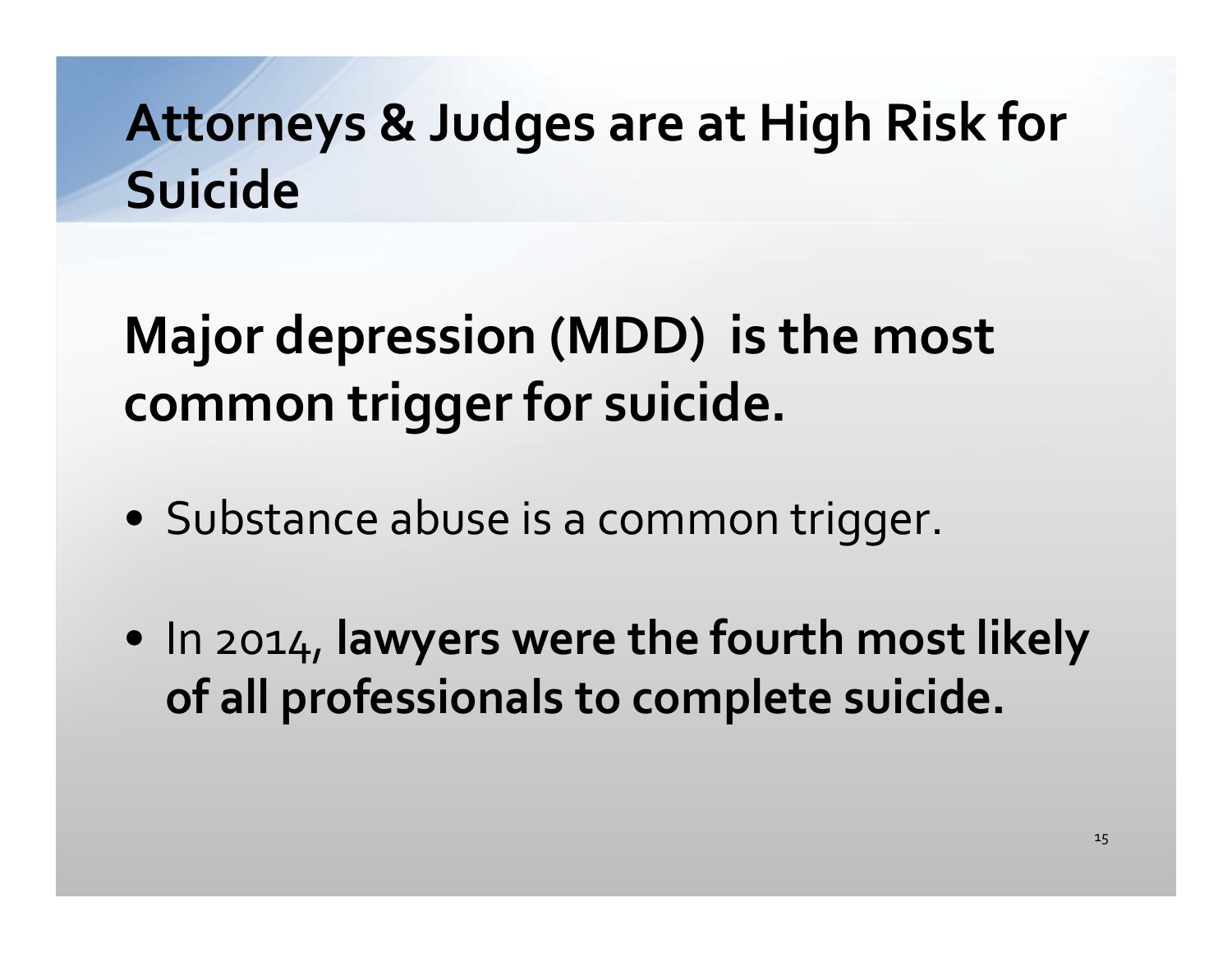# Attorneys & Judges are at High Risk for Suicide

**Major depression (MDD) is the most common trigger for suicide.**

- Substance abuse is a common trigger.
- In 2014, **lawyers were the fourth most likely of all professionals to complete suicide.**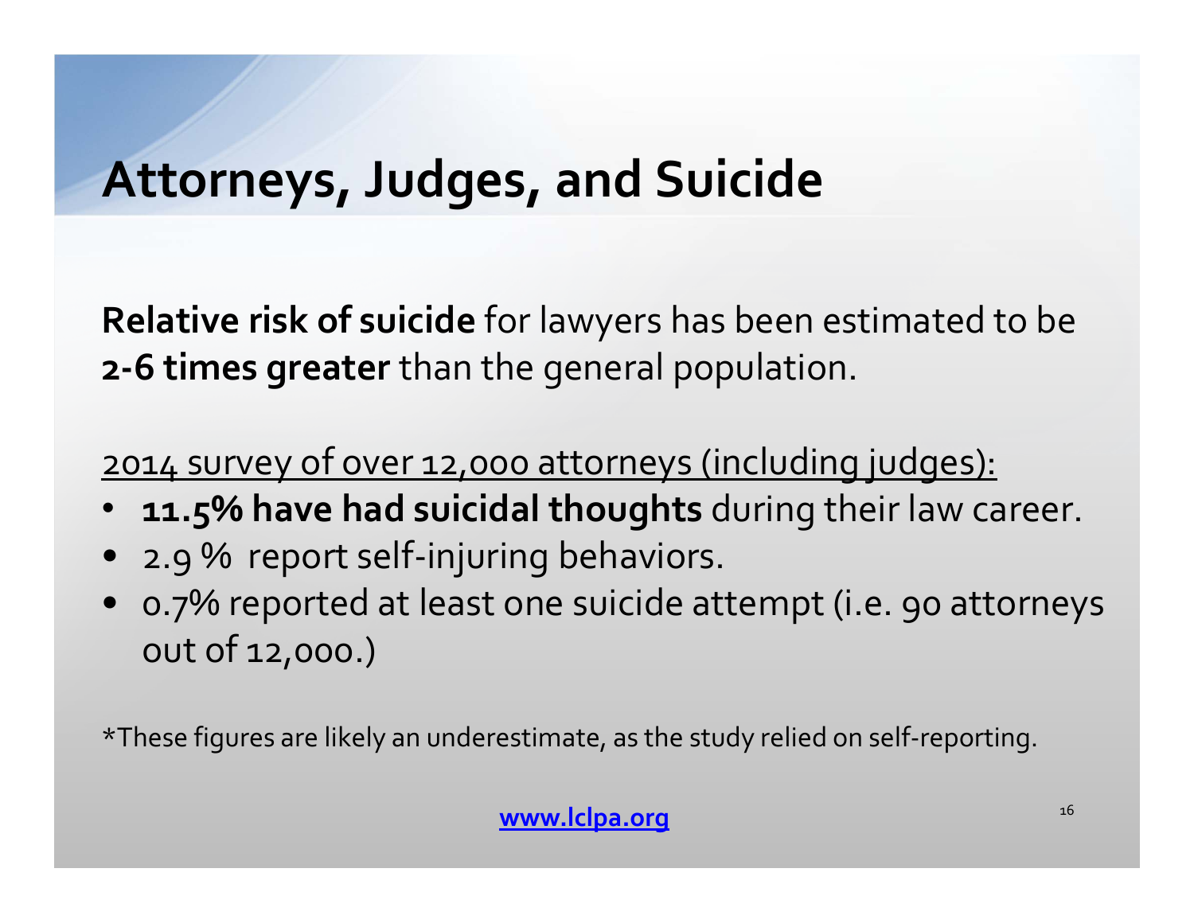# Attorneys, Judges, and Suicide

**Relative risk of suicide** for lawyers has been estimated to be **2-6 times greater** than the general population.

<u>2014 survey of over 12,000 attorneys (including judges):</u>

- **11.5% have had suicidal thoughts** during their law career.
- 2.9 % report self-injuring behaviors.
- 0.7% reported at least one suicide attempt (i.e. 90 attorneys out of 12,000.)

*These figures are likely an underestimate, as the study relied on self-reporting.

**www.lclpa.org**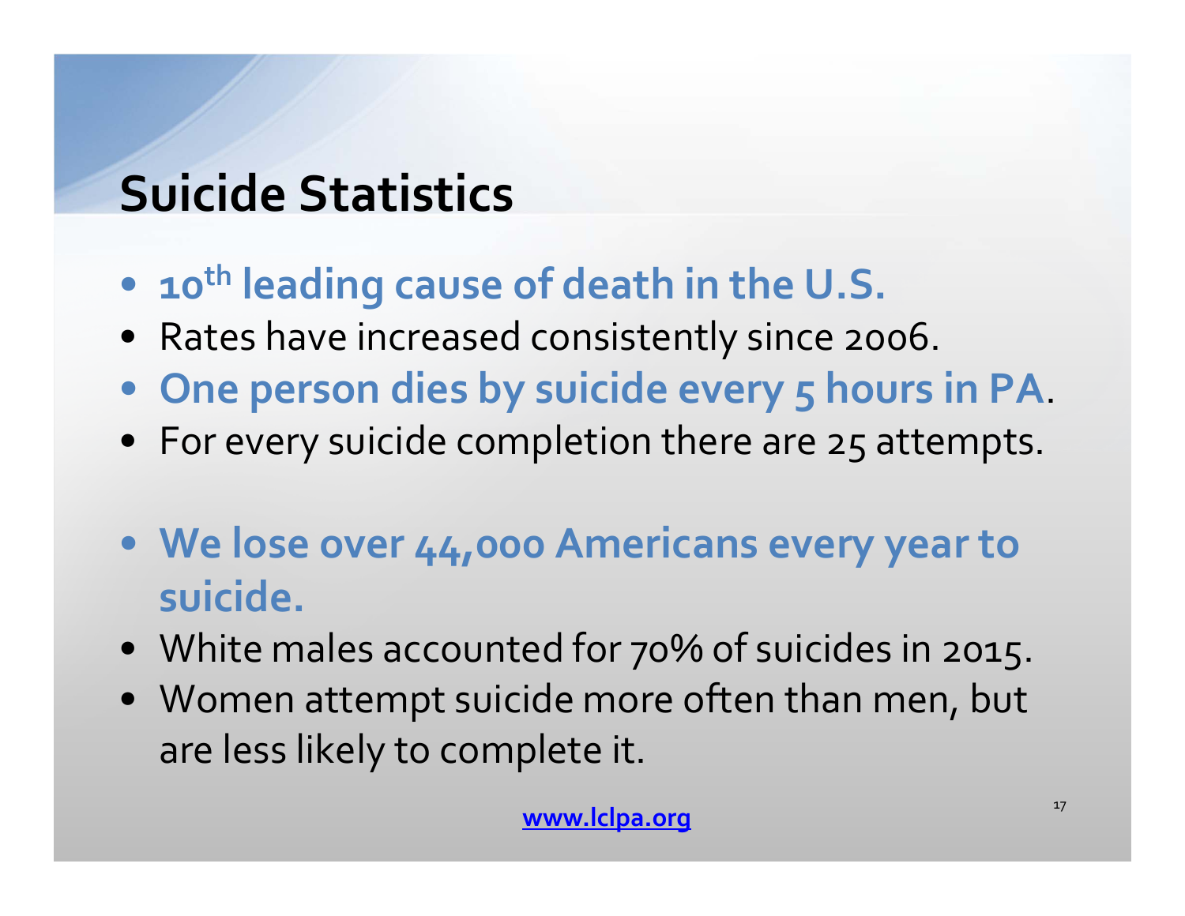# Suicide Statistics

- **10th leading cause of death in the U.S.**
- Rates have increased consistently since 2006.
- **One person dies by suicide every 5 hours in PA**.
- For every suicide completion there are 25 attempts.

- **We lose over 44,000 Americans every year to suicide.**
- White males accounted for 70% of suicides in 2015.
- Women attempt suicide more often than men, but are less likely to complete it.

www.lclpa.org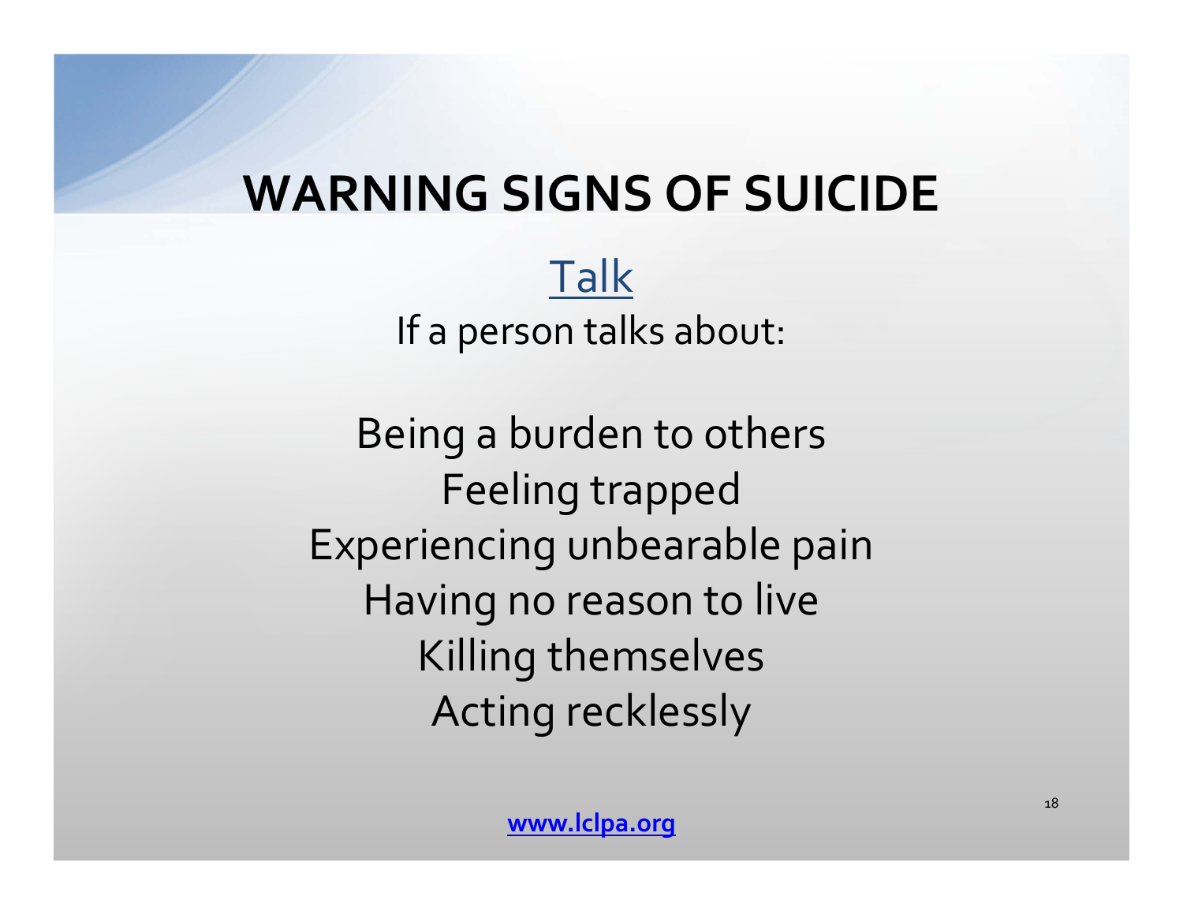# WARNING SIGNS OF SUICIDE

## Talk

If a person talks about:

Being a burden to others
Feeling trapped
Experiencing unbearable pain
Having no reason to live
Killing themselves
Acting recklessly

**www.lclpa.org**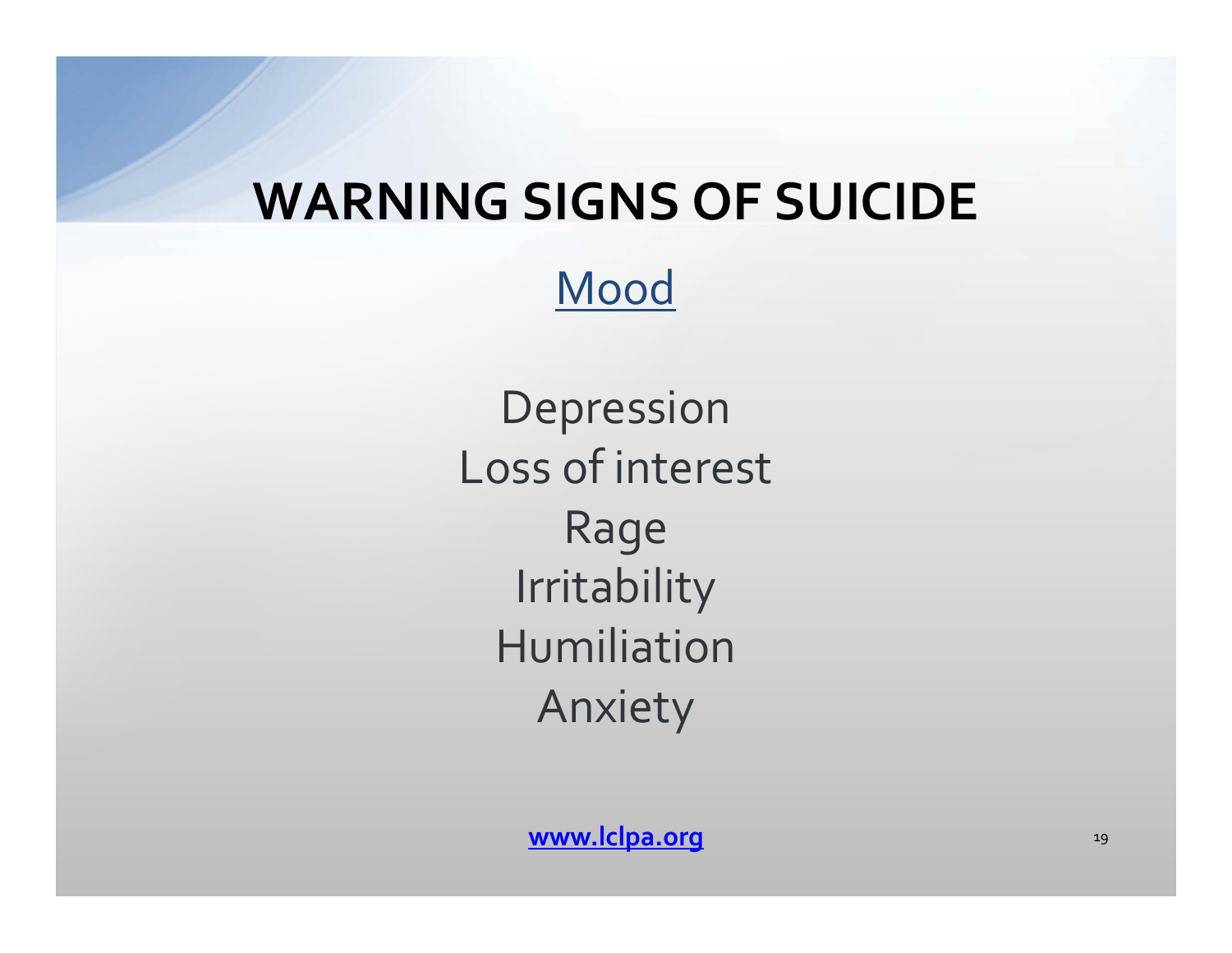# WARNING SIGNS OF SUICIDE

## Mood

Depression
Loss of interest
Rage
Irritability
Humiliation
Anxiety

**www.lclpa.org**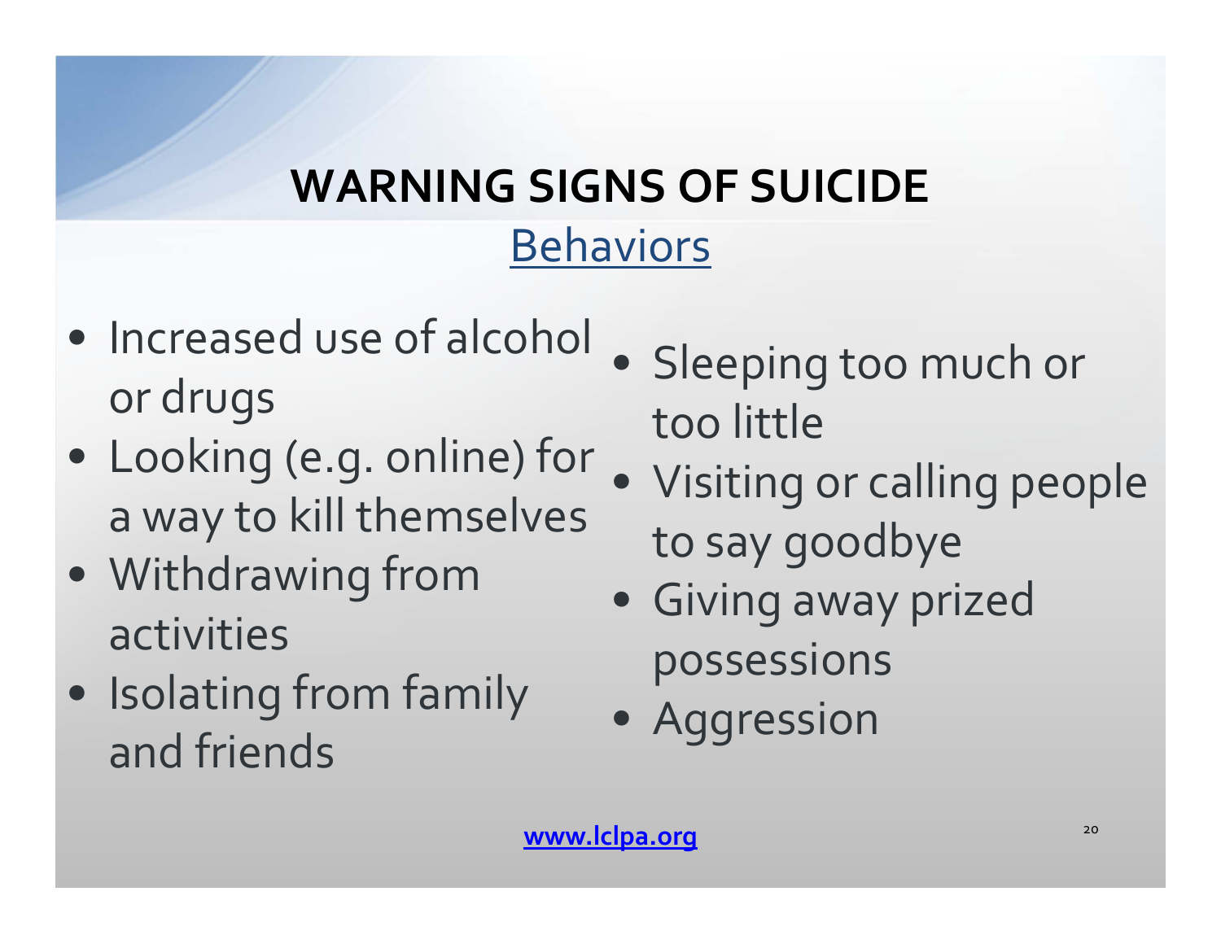# WARNING SIGNS OF SUICIDE

## Behaviors

- Increased use of alcohol or drugs
- Looking (e.g. online) for a way to kill themselves
- Withdrawing from activities
- Isolating from family and friends
- Sleeping too much or too little
- Visiting or calling people to say goodbye
- Giving away prized possessions
- Aggression

**www.lclpa.org**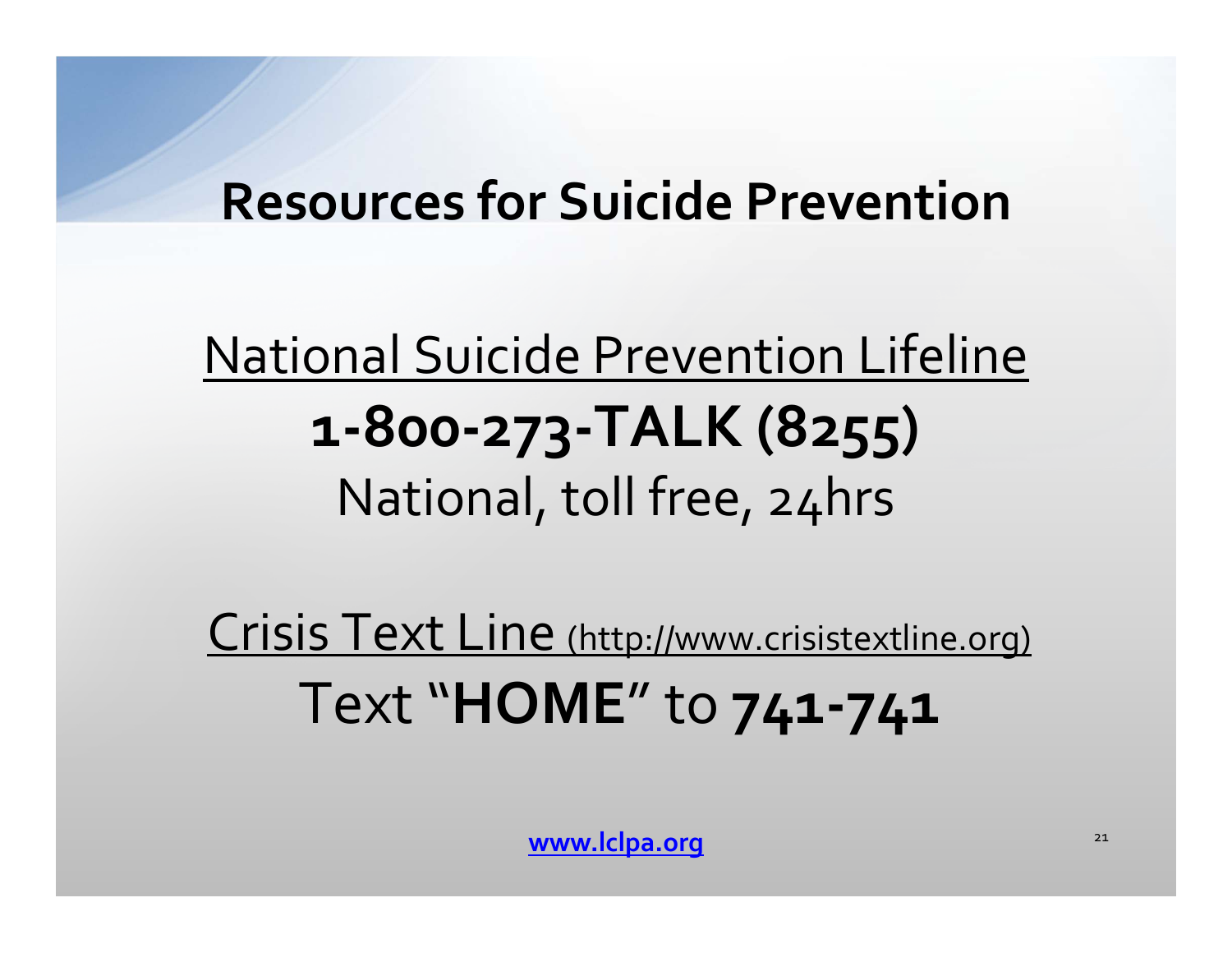# Resources for Suicide Prevention

National Suicide Prevention Lifeline

**1-800-273-TALK (8255)**

National, toll free, 24hrs

Crisis Text Line (http://www.crisistextline.org)

Text "**HOME**" to **741-741**

**www.lclpa.org**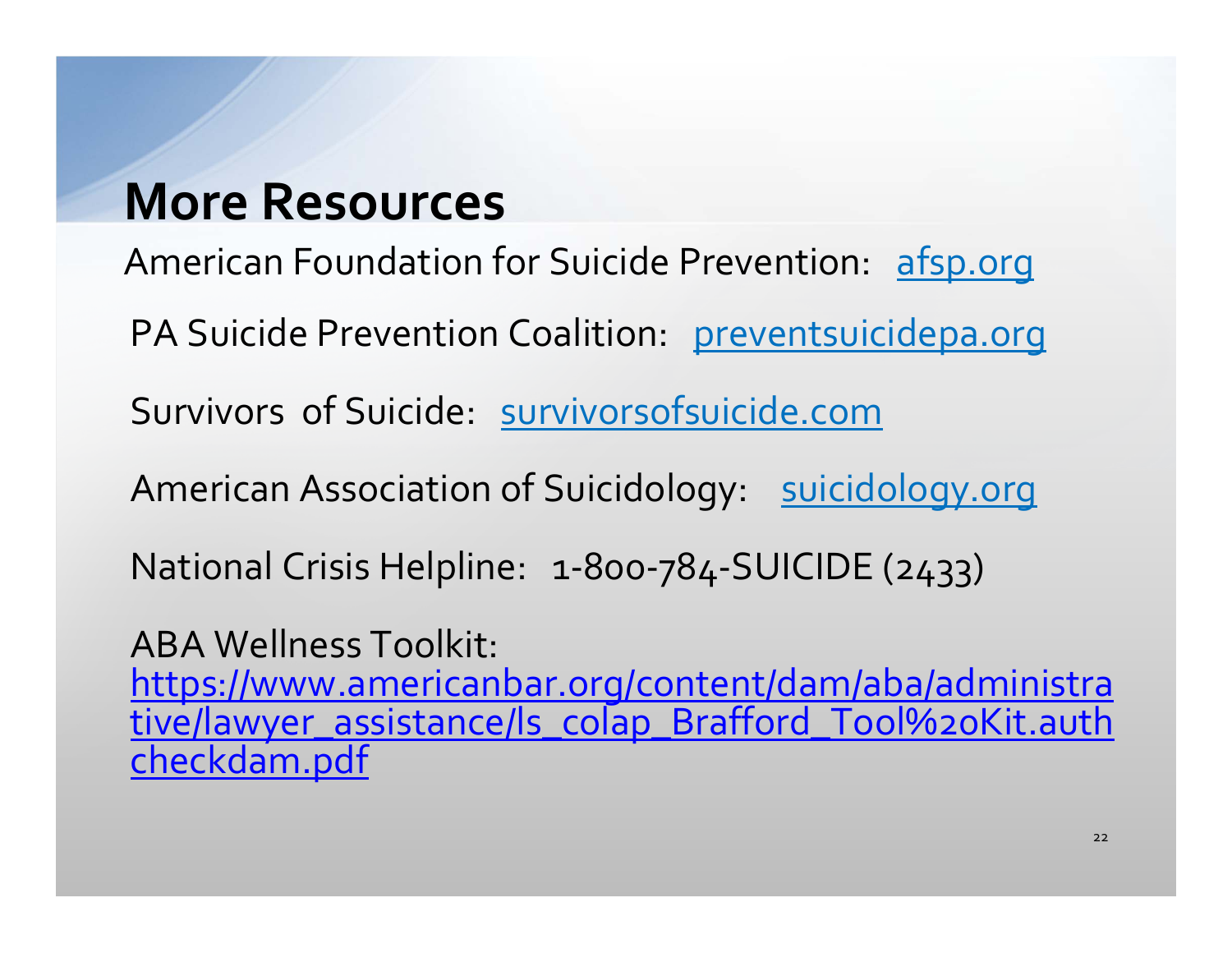## More Resources

American Foundation for Suicide Prevention: afsp.org

PA Suicide Prevention Coalition: preventsuicidepa.org

Survivors of Suicide: survivorsofsuicide.com

American Association of Suicidology: suicidology.org

National Crisis Helpline: 1-800-784-SUICIDE (2433)

ABA Wellness Toolkit:
https://www.americanbar.org/content/dam/aba/administrative/lawyer_assistance/ls_colap_Brafford_Tool%20Kit.authcheckdam.pdf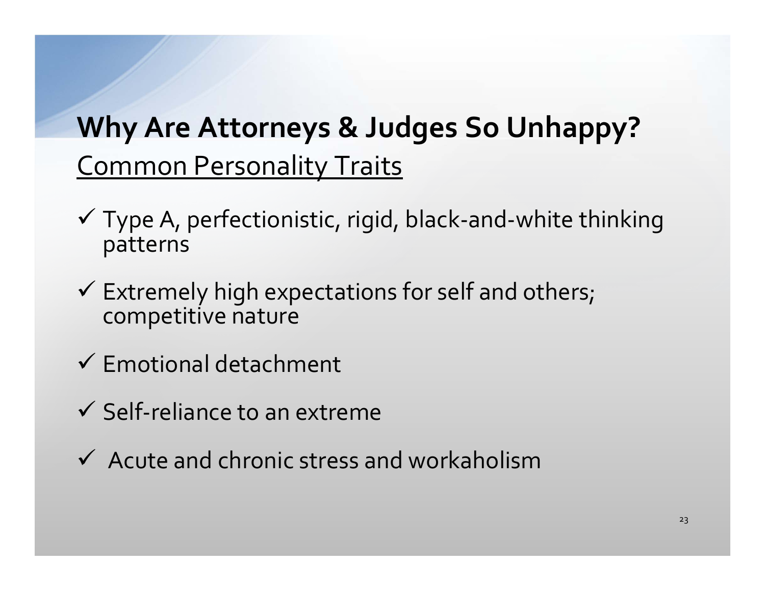# Why Are Attorneys & Judges So Unhappy?

<u>Common Personality Traits</u>

- ✓ Type A, perfectionistic, rigid, black-and-white thinking patterns
- ✓ Extremely high expectations for self and others; competitive nature
- ✓ Emotional detachment
- ✓ Self-reliance to an extreme
- ✓ Acute and chronic stress and workaholism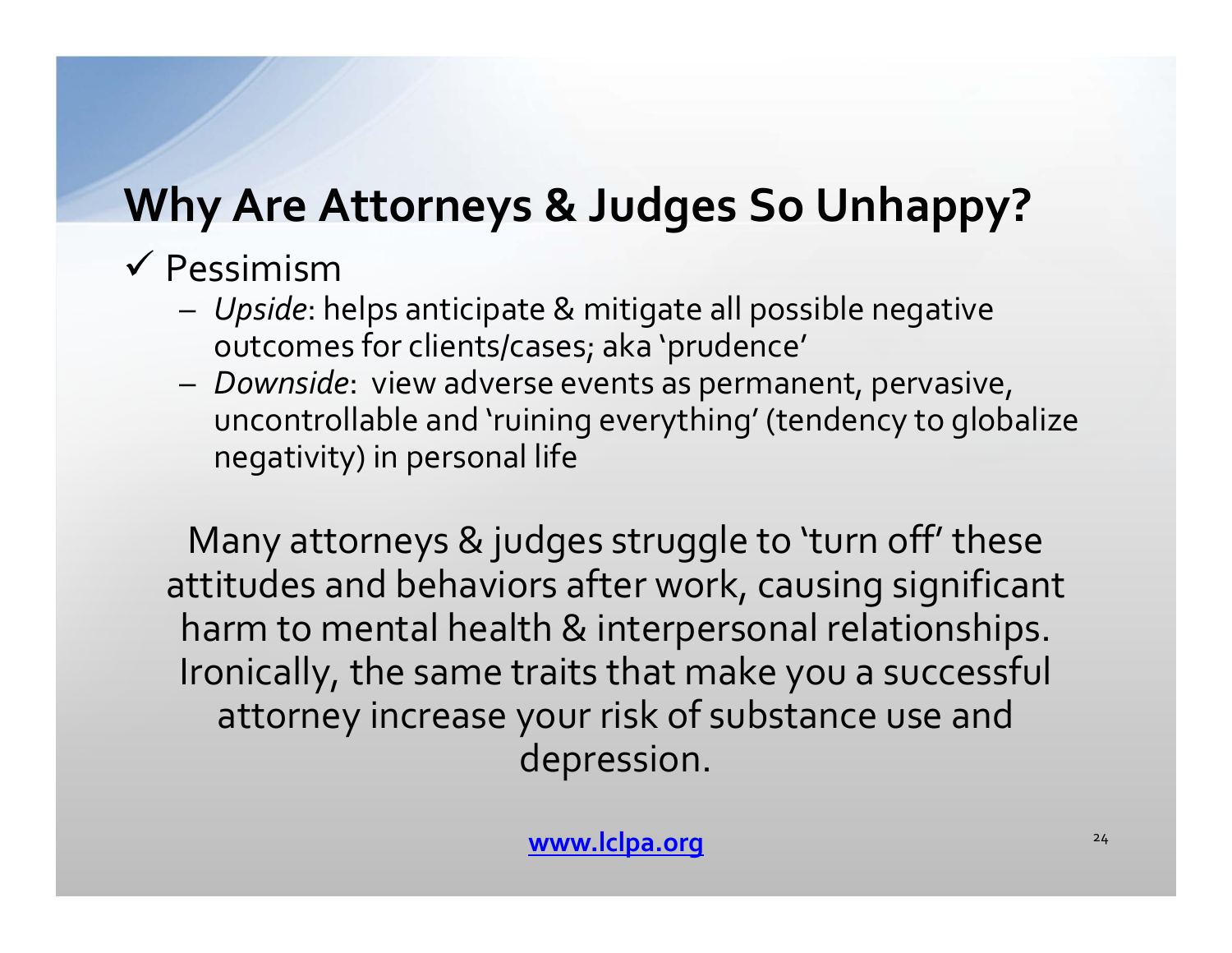# Why Are Attorneys & Judges So Unhappy?

- ✓ Pessimism
  - *Upside*: helps anticipate & mitigate all possible negative outcomes for clients/cases; aka 'prudence'
  - *Downside*: view adverse events as permanent, pervasive, uncontrollable and 'ruining everything' (tendency to globalize negativity) in personal life

Many attorneys & judges struggle to 'turn off' these attitudes and behaviors after work, causing significant harm to mental health & interpersonal relationships. Ironically, the same traits that make you a successful attorney increase your risk of substance use and depression.

**www.lclpa.org**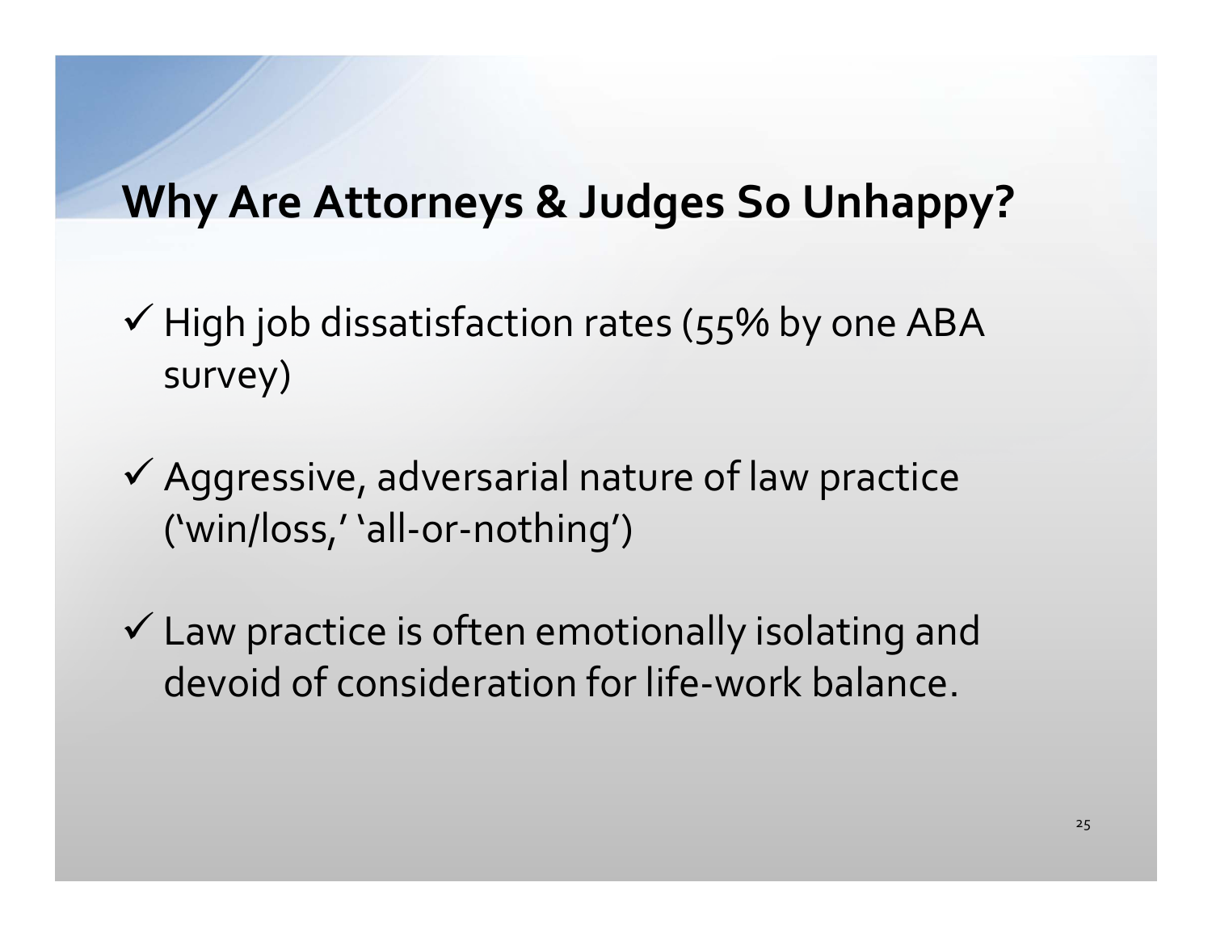## Why Are Attorneys & Judges So Unhappy?

- ✓ High job dissatisfaction rates (55% by one ABA survey)
- ✓ Aggressive, adversarial nature of law practice ('win/loss,' 'all-or-nothing')
- ✓ Law practice is often emotionally isolating and devoid of consideration for life-work balance.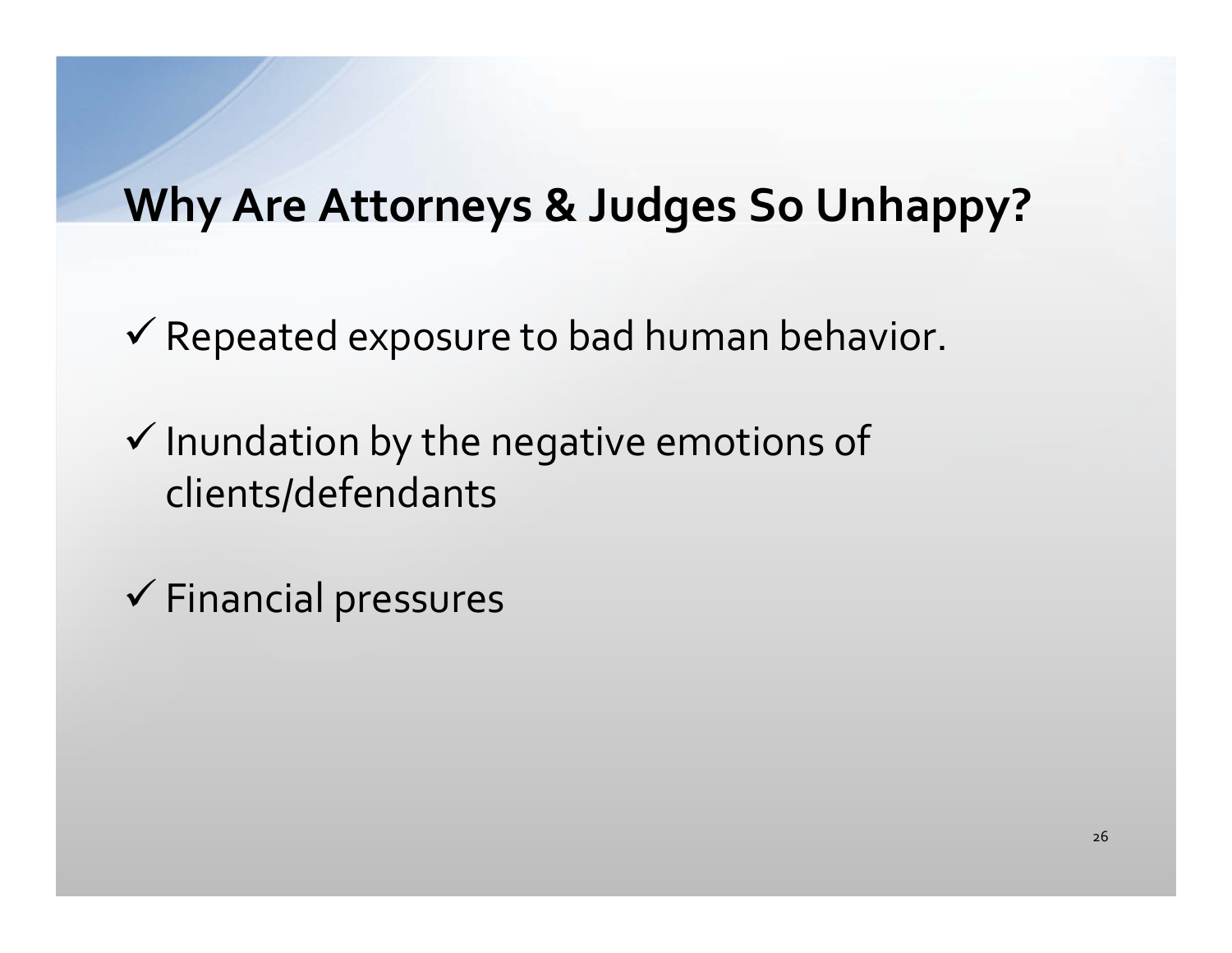## Why Are Attorneys & Judges So Unhappy?

- ✓ Repeated exposure to bad human behavior.
- ✓ Inundation by the negative emotions of clients/defendants
- ✓ Financial pressures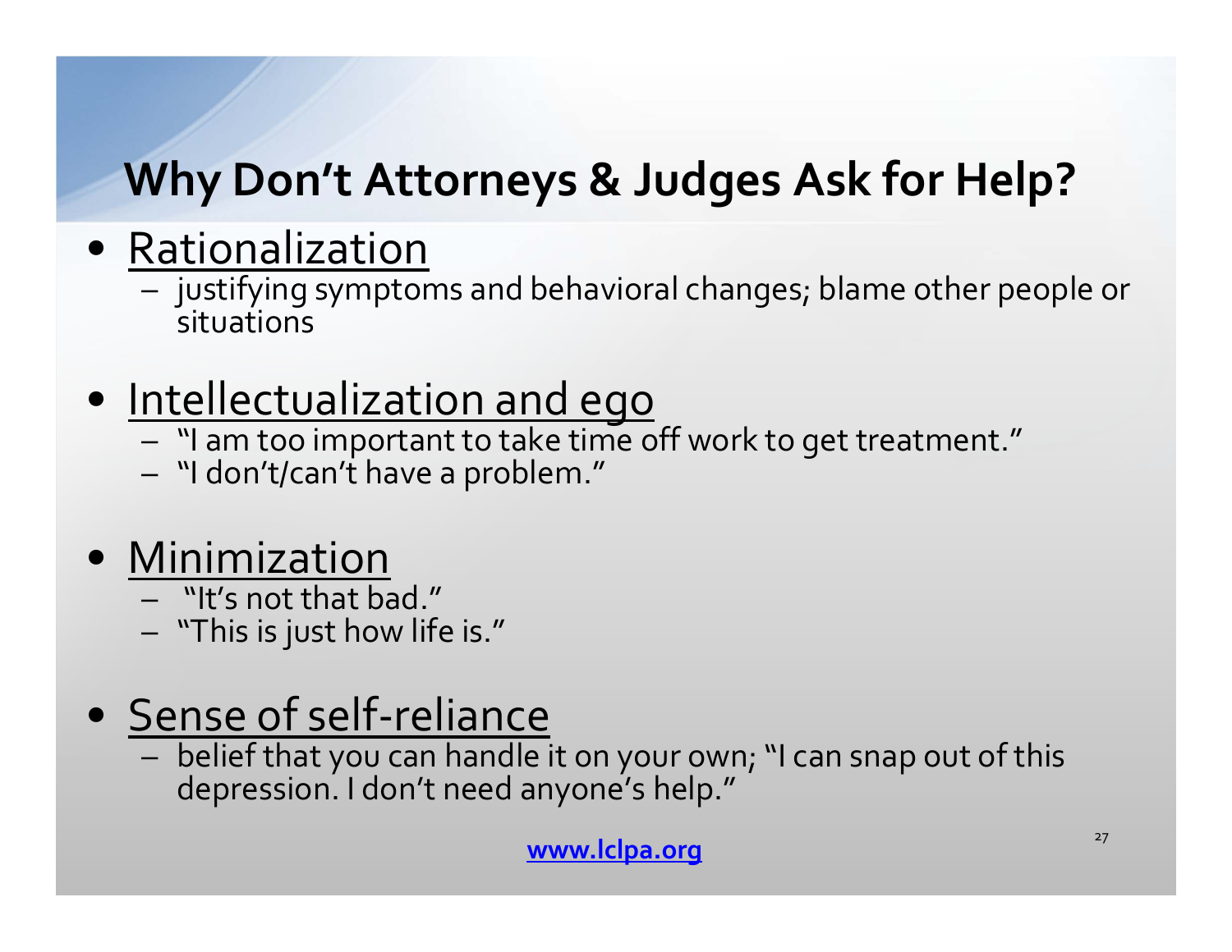# Why Don't Attorneys & Judges Ask for Help?

- Rationalization
  - justifying symptoms and behavioral changes; blame other people or situations

- Intellectualization and ego
  - "I am too important to take time off work to get treatment."
  - "I don't/can't have a problem."

- Minimization
  - "It's not that bad."
  - "This is just how life is."

- Sense of self-reliance
  - belief that you can handle it on your own; "I can snap out of this depression. I don't need anyone's help."

www.lclpa.org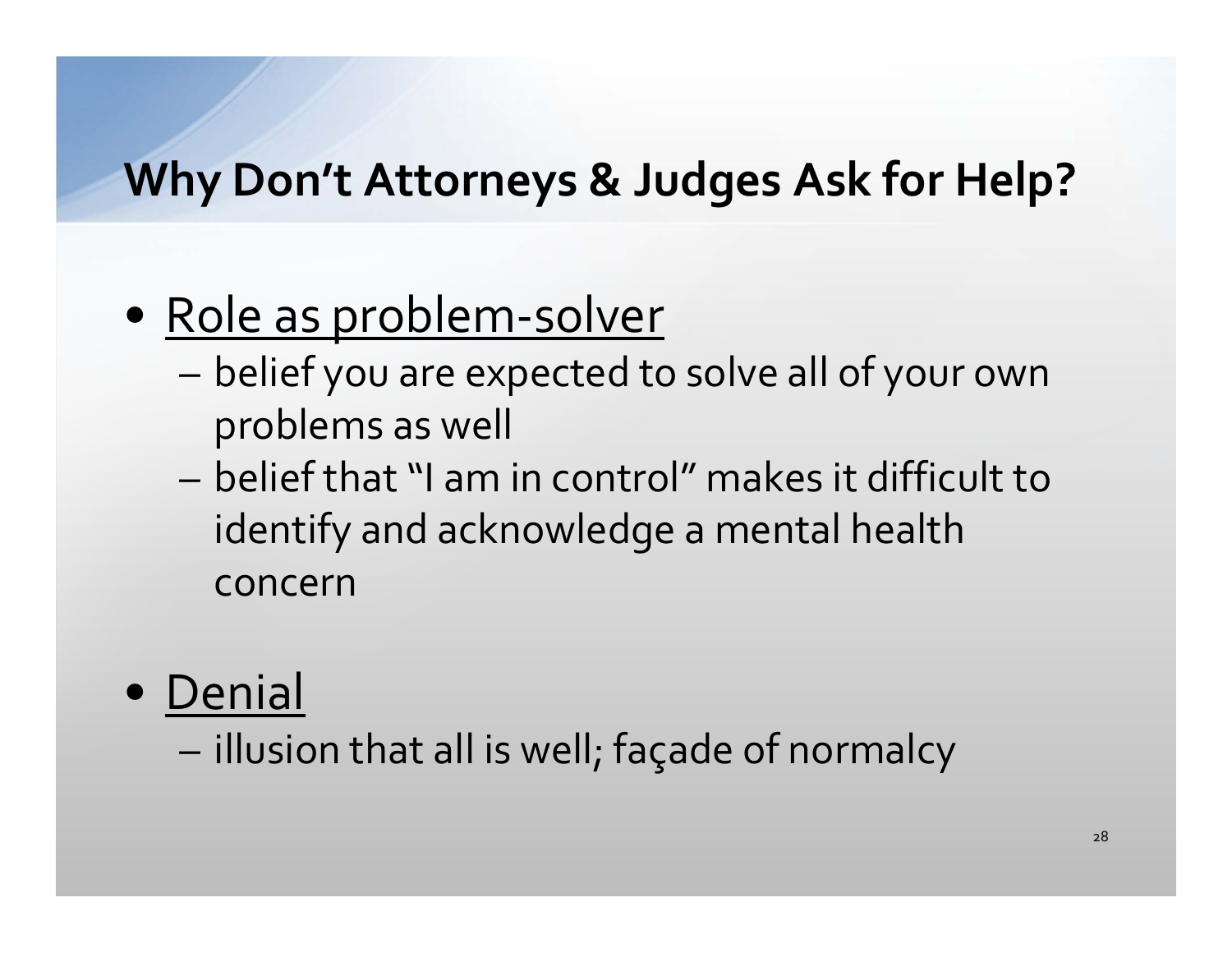# Why Don't Attorneys & Judges Ask for Help?

- <u>Role as problem-solver</u>
  - belief you are expected to solve all of your own problems as well
  - belief that "I am in control" makes it difficult to identify and acknowledge a mental health concern

- <u>Denial</u>
  - illusion that all is well; façade of normalcy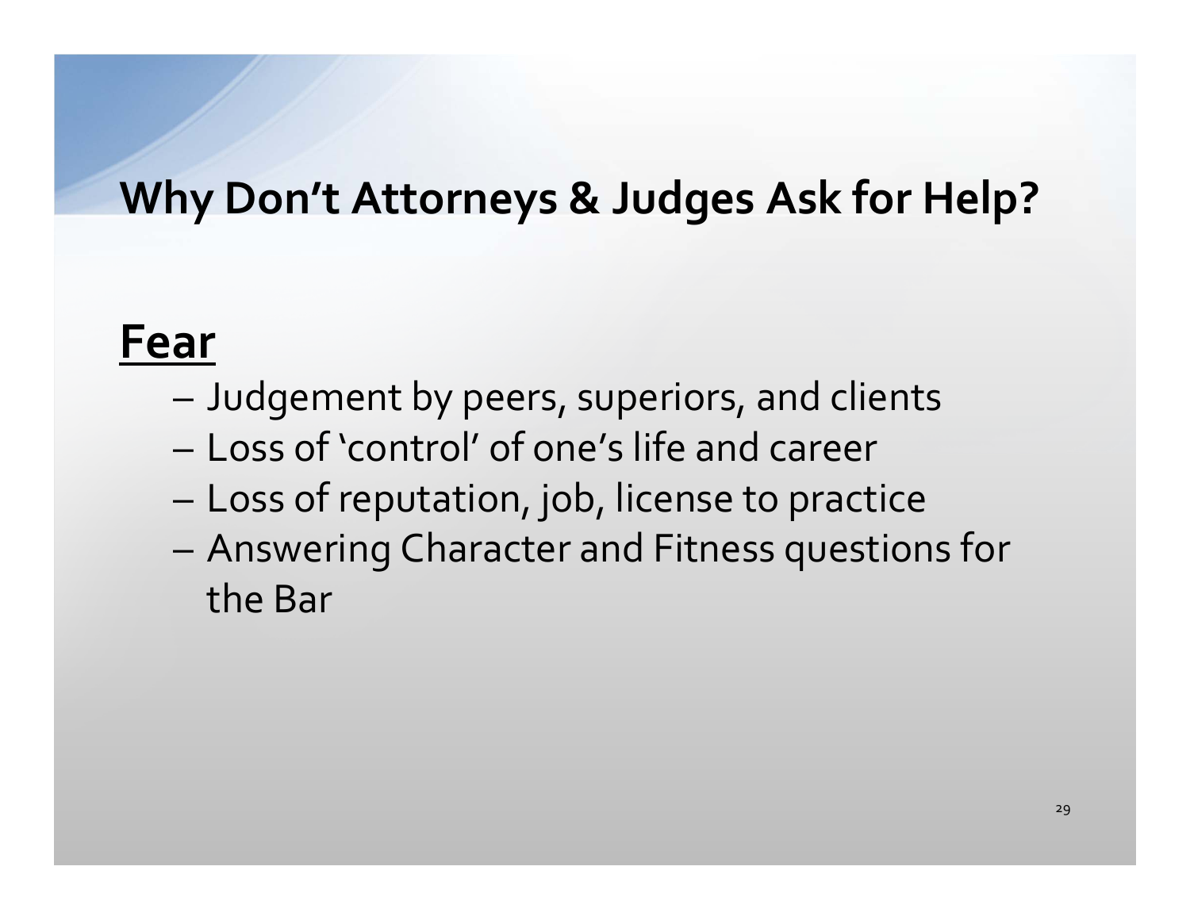# Why Don't Attorneys & Judges Ask for Help?

**<u>Fear</u>**

- Judgement by peers, superiors, and clients
- Loss of 'control' of one's life and career
- Loss of reputation, job, license to practice
- Answering Character and Fitness questions for the Bar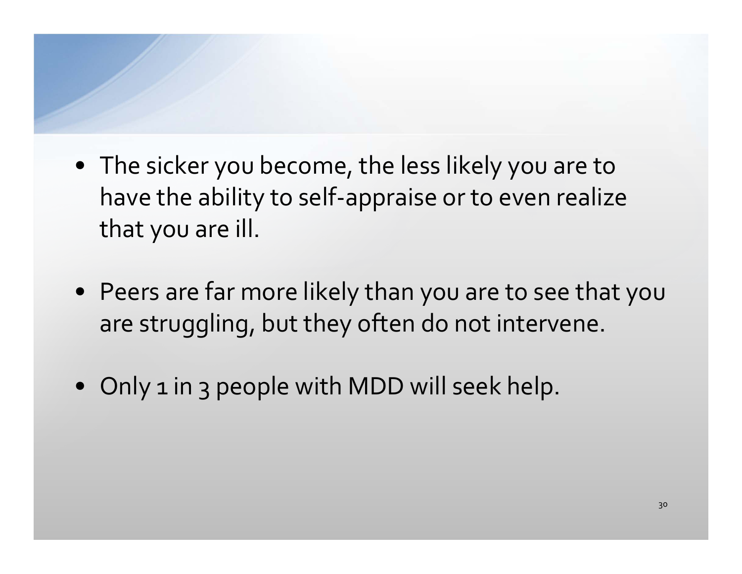- The sicker you become, the less likely you are to have the ability to self-appraise or to even realize that you are ill.

- Peers are far more likely than you are to see that you are struggling, but they often do not intervene.

- Only 1 in 3 people with MDD will seek help.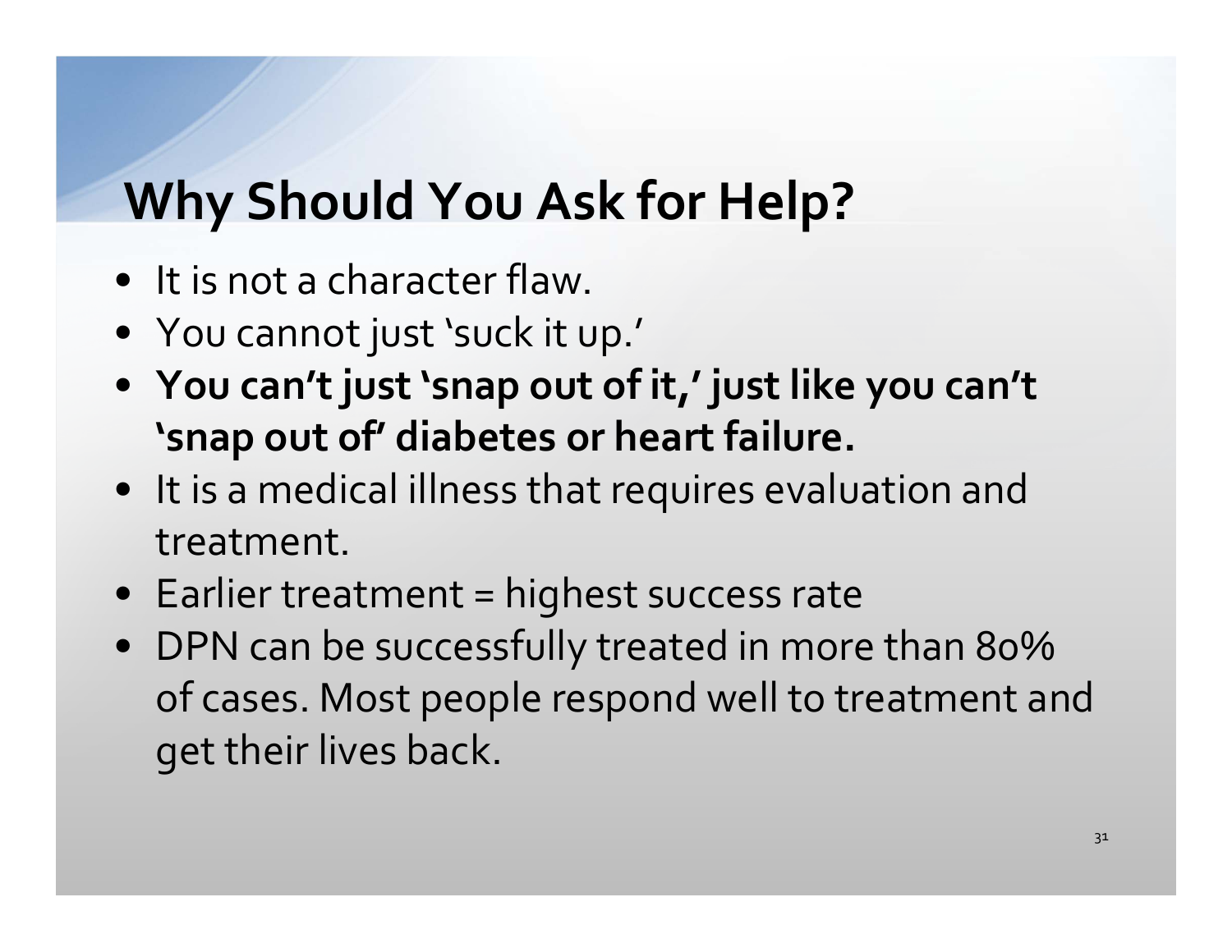# Why Should You Ask for Help?

- It is not a character flaw.
- You cannot just 'suck it up.'
- **You can't just 'snap out of it,' just like you can't 'snap out of' diabetes or heart failure.**
- It is a medical illness that requires evaluation and treatment.
- Earlier treatment = highest success rate
- DPN can be successfully treated in more than 80% of cases. Most people respond well to treatment and get their lives back.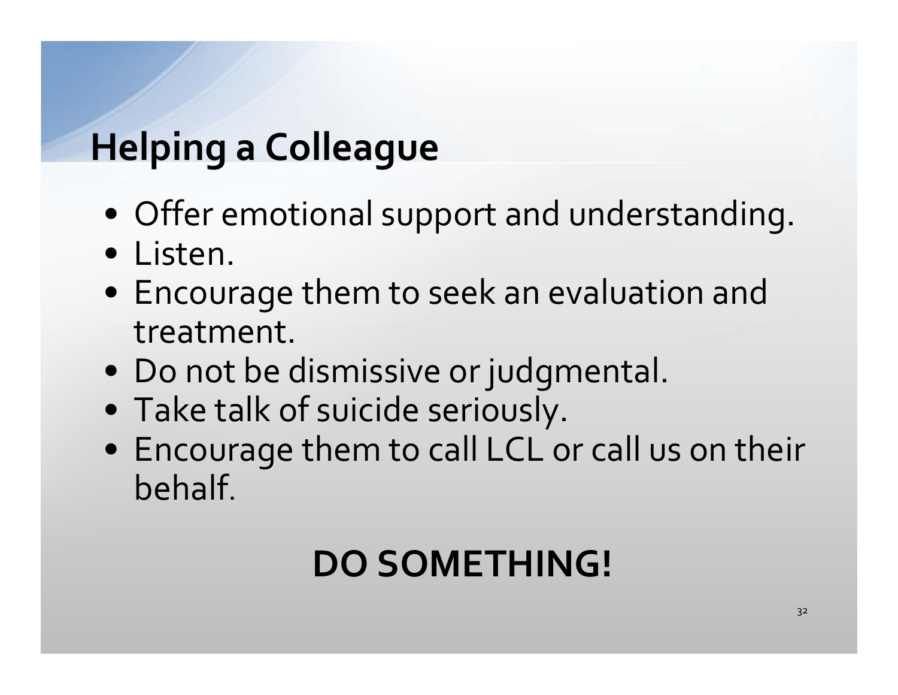# Helping a Colleague

- Offer emotional support and understanding.
- Listen.
- Encourage them to seek an evaluation and treatment.
- Do not be dismissive or judgmental.
- Take talk of suicide seriously.
- Encourage them to call LCL or call us on their behalf.

**DO SOMETHING!**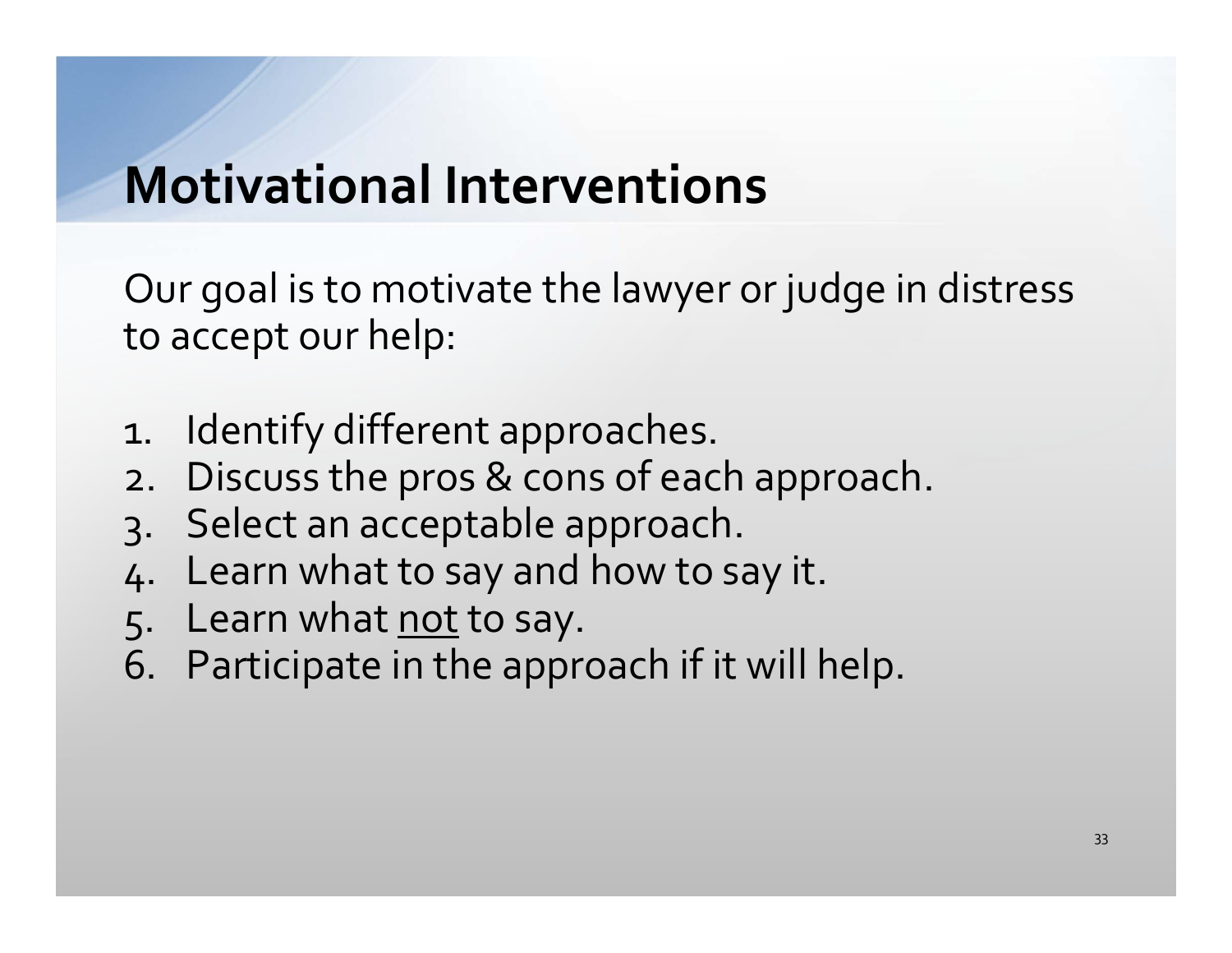# Motivational Interventions

Our goal is to motivate the lawyer or judge in distress to accept our help:

1. Identify different approaches.
2. Discuss the pros & cons of each approach.
3. Select an acceptable approach.
4. Learn what to say and how to say it.
5. Learn what <u>not</u> to say.
6. Participate in the approach if it will help.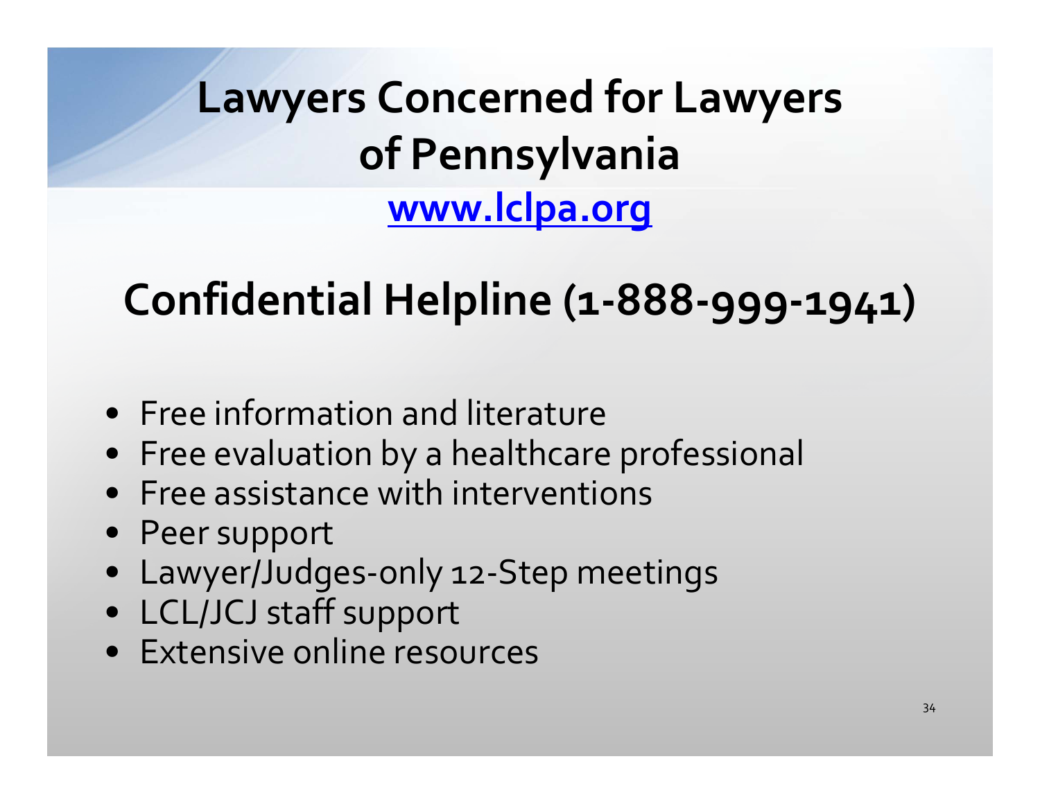# Lawyers Concerned for Lawyers of Pennsylvania

[www.lclpa.org](http://www.lclpa.org)

## Confidential Helpline (1-888-999-1941)

- Free information and literature
- Free evaluation by a healthcare professional
- Free assistance with interventions
- Peer support
- Lawyer/Judges-only 12-Step meetings
- LCL/JCJ staff support
- Extensive online resources